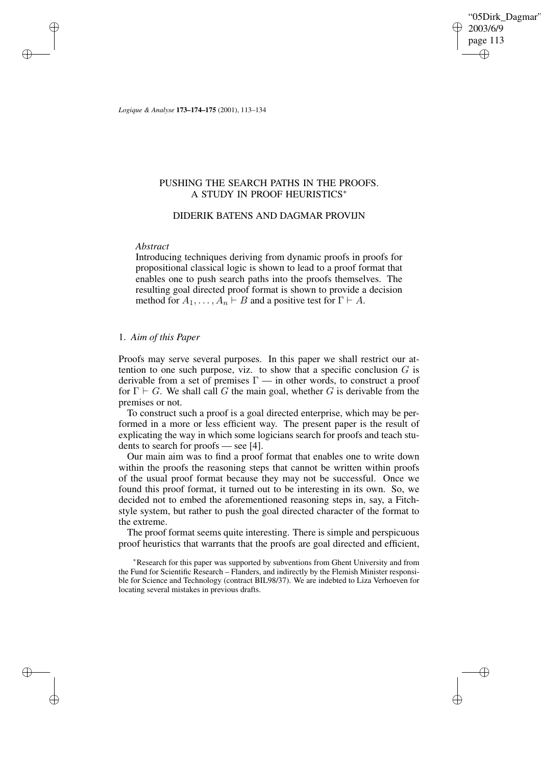# PUSHING THE SEARCH PATHS IN THE PROOFS. A STUDY IN PROOF HEURISTICS*

DIDERIK BATENS AND DAGMAR PROVIJN

*Abstract*

Introducing techniques deriving from dynamic proofs in proofs for propositional classical logic is shown to lead to a proof format that enables one to push search paths into the proofs themselves. The resulting goal directed proof format is shown to provide a decision method for $A_1, \ldots, A_n \vdash B$ and a positive test for $\Gamma \vdash A$.

## 1. *Aim of this Paper*

Proofs may serve several purposes. In this paper we shall restrict our attention to one such purpose, viz. to show that a specific conclusion $G$ is derivable from a set of premises $\Gamma$ — in other words, to construct a proof for $\Gamma \vdash G$. We shall call $G$ the main goal, whether $G$ is derivable from the premises or not.

To construct such a proof is a goal directed enterprise, which may be performed in a more or less efficient way. The present paper is the result of explicating the way in which some logicians search for proofs and teach students to search for proofs — see [4].

Our main aim was to find a proof format that enables one to write down within the proofs the reasoning steps that cannot be written within proofs of the usual proof format because they may not be successful. Once we found this proof format, it turned out to be interesting in its own. So, we decided not to embed the aforementioned reasoning steps in, say, a Fitch-style system, but rather to push the goal directed character of the format to the extreme.

The proof format seems quite interesting. There is simple and perspicuous proof heuristics that warrants that the proofs are goal directed and efficient,

*Research for this paper was supported by subventions from Ghent University and from the Fund for Scientific Research – Flanders, and indirectly by the Flemish Minister responsible for Science and Technology (contract BIL98/37). We are indebted to Liza Verhoeven for locating several mistakes in previous drafts.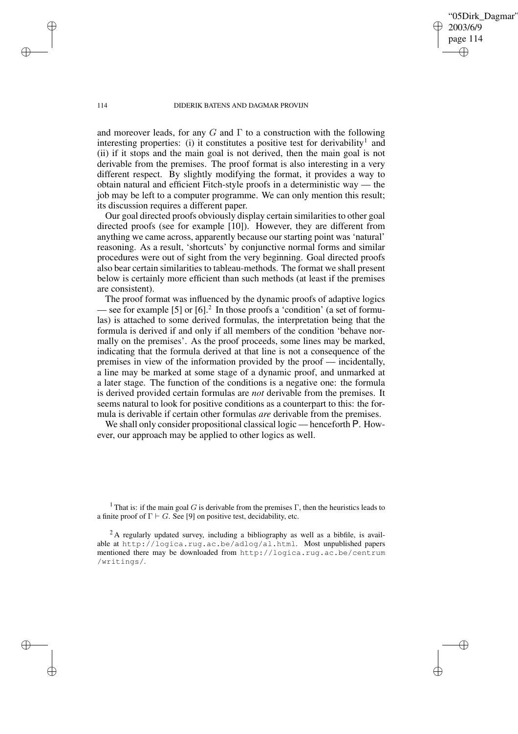and moreover leads, for any $G$ and $\Gamma$ to a construction with the following interesting properties: (i) it constitutes a positive test for derivability[1] and (ii) if it stops and the main goal is not derived, then the main goal is not derivable from the premises. The proof format is also interesting in a very different respect. By slightly modifying the format, it provides a way to obtain natural and efficient Fitch-style proofs in a deterministic way — the job may be left to a computer programme. We can only mention this result; its discussion requires a different paper.

Our goal directed proofs obviously display certain similarities to other goal directed proofs (see for example [10]). However, they are different from anything we came across, apparently because our starting point was 'natural' reasoning. As a result, 'shortcuts' by conjunctive normal forms and similar procedures were out of sight from the very beginning. Goal directed proofs also bear certain similarities to tableau-methods. The format we shall present below is certainly more efficient than such methods (at least if the premises are consistent).

The proof format was influenced by the dynamic proofs of adaptive logics — see for example [5] or [6].[2] In those proofs a 'condition' (a set of formulas) is attached to some derived formulas, the interpretation being that the formula is derived if and only if all members of the condition 'behave normally on the premises'. As the proof proceeds, some lines may be marked, indicating that the formula derived at that line is not a consequence of the premises in view of the information provided by the proof — incidentally, a line may be marked at some stage of a dynamic proof, and unmarked at a later stage. The function of the conditions is a negative one: the formula is derived provided certain formulas are *not* derivable from the premises. It seems natural to look for positive conditions as a counterpart to this: the formula is derivable if certain other formulas *are* derivable from the premises.

We shall only consider propositional classical logic — henceforth $\mathsf{P}$. However, our approach may be applied to other logics as well.

[1] That is: if the main goal $G$ is derivable from the premises $\Gamma$, then the heuristics leads to a finite proof of $\Gamma \vdash G$. See [9] on positive test, decidability, etc.

[2] A regularly updated survey, including a bibliography as well as a bibfile, is available at http://logica.rug.ac.be/adlog/al.html. Most unpublished papers mentioned there may be downloaded from http://logica.rug.ac.be/centrum/writings/.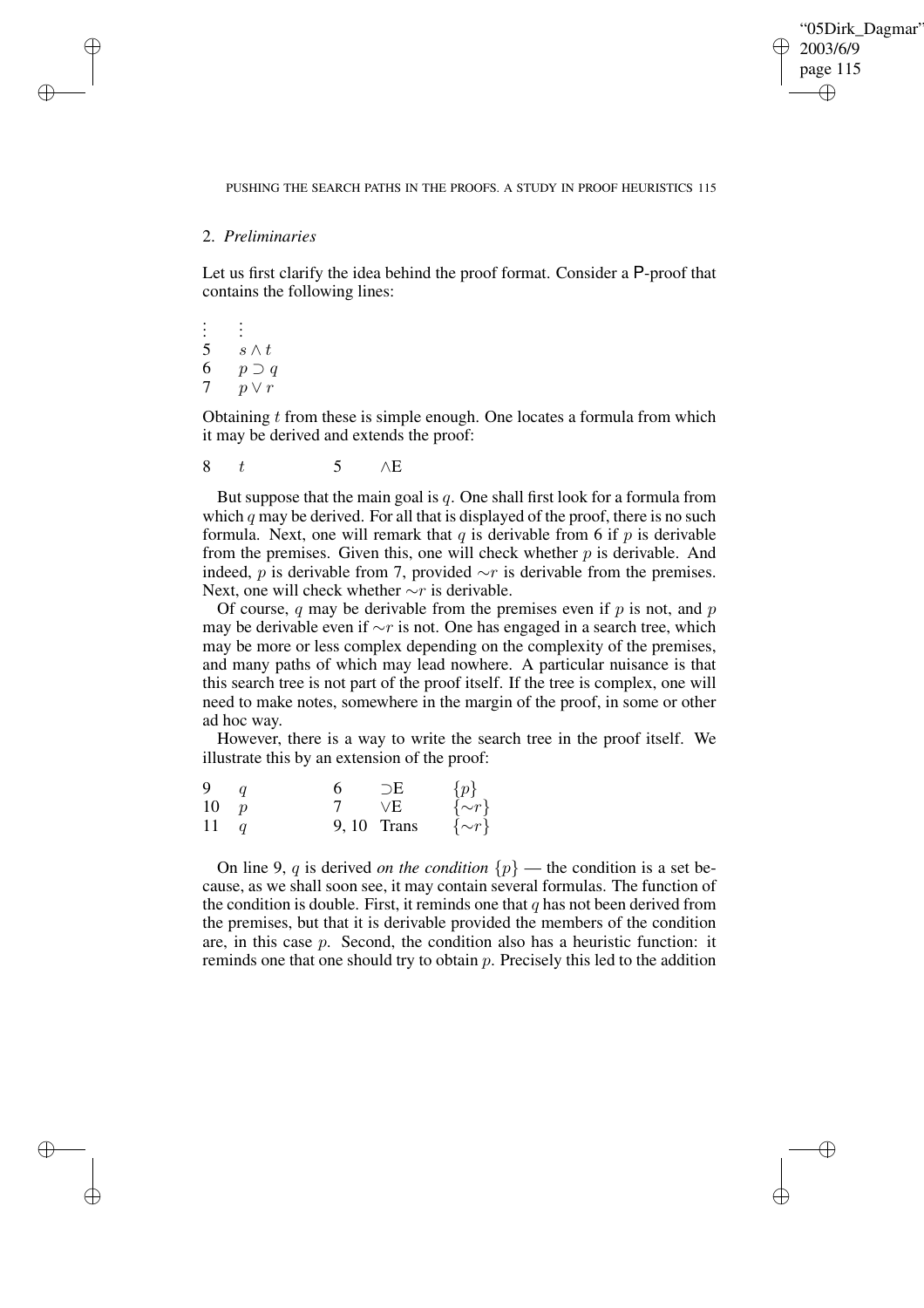## 2. *Preliminaries*

Let us first clarify the idea behind the proof format. Consider a P-proof that contains the following lines:

| | |
|---|---|
| $\vdots$ | $\vdots$ |
| 5 | $s \wedge t$ |
| 6 | $p \supset q$ |
| 7 | $p \vee r$ |

Obtaining $t$ from these is simple enough. One locates a formula from which it may be derived and extends the proof:

| | | | |
|---|---|---|---|
| 8 | $t$ | 5 | $\wedge$E |

But suppose that the main goal is $q$. One shall first look for a formula from which $q$ may be derived. For all that is displayed of the proof, there is no such formula. Next, one will remark that $q$ is derivable from 6 if $p$ is derivable from the premises. Given this, one will check whether $p$ is derivable. And indeed, $p$ is derivable from 7, provided $\sim r$ is derivable from the premises. Next, one will check whether $\sim r$ is derivable.

Of course, $q$ may be derivable from the premises even if $p$ is not, and $p$ may be derivable even if $\sim r$ is not. One has engaged in a search tree, which may be more or less complex depending on the complexity of the premises, and many paths of which may lead nowhere. A particular nuisance is that this search tree is not part of the proof itself. If the tree is complex, one will need to make notes, somewhere in the margin of the proof, in some or other ad hoc way.

However, there is a way to write the search tree in the proof itself. We illustrate this by an extension of the proof:

| | | | | |
|---|---|---|---|---|
| 9 | $q$ | 6 | $\supset$E | $\{p\}$ |
| 10 | $p$ | 7 | $\vee$E | $\{\sim r\}$ |
| 11 | $q$ | 9, 10 | Trans | $\{\sim r\}$ |

On line 9, $q$ is derived *on the condition* $\{p\}$ — the condition is a set because, as we shall soon see, it may contain several formulas. The function of the condition is double. First, it reminds one that $q$ has not been derived from the premises, but that it is derivable provided the members of the condition are, in this case $p$. Second, the condition also has a heuristic function: it reminds one that one should try to obtain $p$. Precisely this led to the addition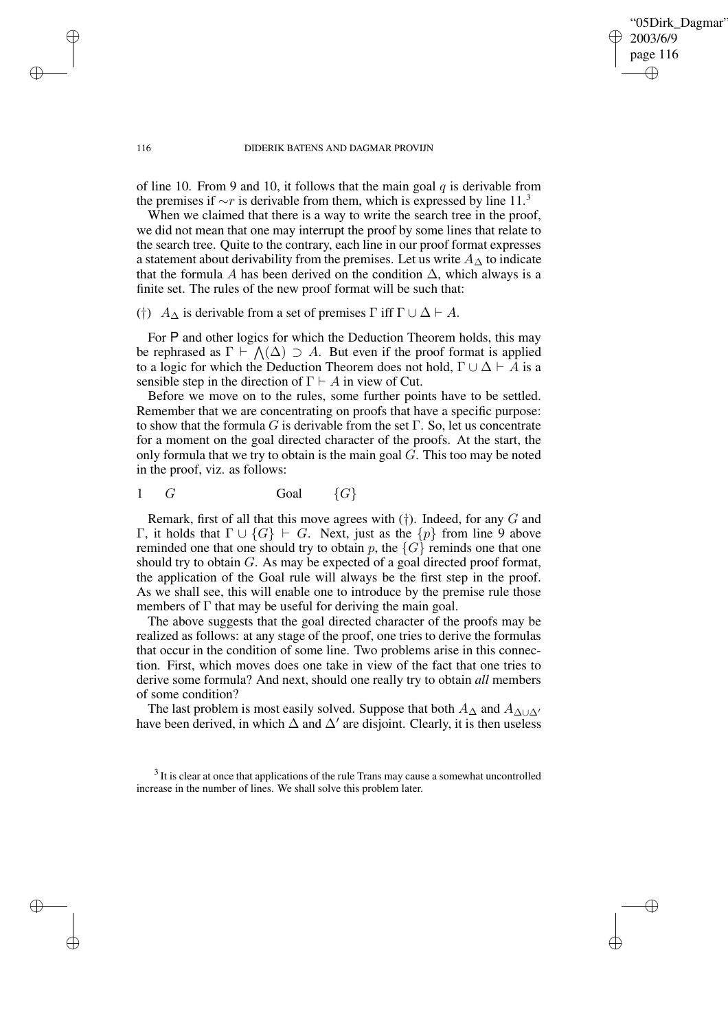of line 10. From 9 and 10, it follows that the main goal $q$ is derivable from the premises if $\sim r$ is derivable from them, which is expressed by line 11.[3]

When we claimed that there is a way to write the search tree in the proof, we did not mean that one may interrupt the proof by some lines that relate to the search tree. Quite to the contrary, each line in our proof format expresses a statement about derivability from the premises. Let us write $A_\Delta$ to indicate that the formula $A$ has been derived on the condition $\Delta$, which always is a finite set. The rules of the new proof format will be such that:

(†) $A_\Delta$ is derivable from a set of premises $\Gamma$ iff $\Gamma \cup \Delta \vdash A$.

For P and other logics for which the Deduction Theorem holds, this may be rephrased as $\Gamma \vdash \bigwedge(\Delta) \supset A$. But even if the proof format is applied to a logic for which the Deduction Theorem does not hold, $\Gamma \cup \Delta \vdash A$ is a sensible step in the direction of $\Gamma \vdash A$ in view of Cut.

Before we move on to the rules, some further points have to be settled. Remember that we are concentrating on proofs that have a specific purpose: to show that the formula $G$ is derivable from the set $\Gamma$. So, let us concentrate for a moment on the goal directed character of the proofs. At the start, the only formula that we try to obtain is the main goal $G$. This too may be noted in the proof, viz. as follows:

| | | | |
|---|---|---|---|
| 1 | $G$ | Goal | $\{G\}$ |

Remark, first of all that this move agrees with (†). Indeed, for any $G$ and $\Gamma$, it holds that $\Gamma \cup \{G\} \vdash G$. Next, just as the $\{p\}$ from line 9 above reminded one that one should try to obtain $p$, the $\{G\}$ reminds one that one should try to obtain $G$. As may be expected of a goal directed proof format, the application of the Goal rule will always be the first step in the proof. As we shall see, this will enable one to introduce by the premise rule those members of $\Gamma$ that may be useful for deriving the main goal.

The above suggests that the goal directed character of the proofs may be realized as follows: at any stage of the proof, one tries to derive the formulas that occur in the condition of some line. Two problems arise in this connection. First, which moves does one take in view of the fact that one tries to derive some formula? And next, should one really try to obtain *all* members of some condition?

The last problem is most easily solved. Suppose that both $A_\Delta$ and $A_{\Delta \cup \Delta'}$ have been derived, in which $\Delta$ and $\Delta'$ are disjoint. Clearly, it is then useless

[3] It is clear at once that applications of the rule Trans may cause a somewhat uncontrolled increase in the number of lines. We shall solve this problem later.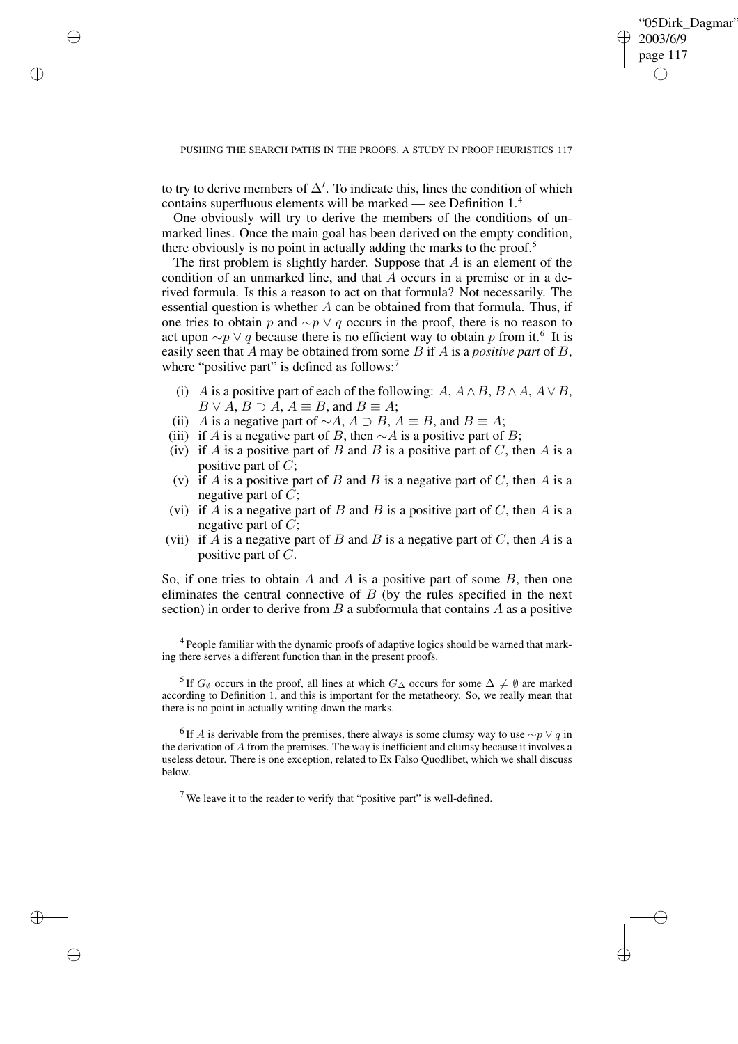to try to derive members of $\Delta'$. To indicate this, lines the condition of which contains superfluous elements will be marked — see Definition 1.[4]

One obviously will try to derive the members of the conditions of unmarked lines. Once the main goal has been derived on the empty condition, there obviously is no point in actually adding the marks to the proof.[5]

The first problem is slightly harder. Suppose that $A$ is an element of the condition of an unmarked line, and that $A$ occurs in a premise or in a derived formula. Is this a reason to act on that formula? Not necessarily. The essential question is whether $A$ can be obtained from that formula. Thus, if one tries to obtain $p$ and $\sim p \vee q$ occurs in the proof, there is no reason to act upon $\sim p \vee q$ because there is no efficient way to obtain $p$ from it.[6] It is easily seen that $A$ may be obtained from some $B$ if $A$ is a *positive part* of $B$, where "positive part" is defined as follows:[7]

(i) $A$ is a positive part of each of the following: $A$, $A \wedge B$, $B \wedge A$, $A \vee B$, $B \vee A$, $B \supset A$, $A \equiv B$, and $B \equiv A$;
(ii) $A$ is a negative part of $\sim A$, $A \supset B$, $A \equiv B$, and $B \equiv A$;
(iii) if $A$ is a negative part of $B$, then $\sim A$ is a positive part of $B$;
(iv) if $A$ is a positive part of $B$ and $B$ is a positive part of $C$, then $A$ is a positive part of $C$;
(v) if $A$ is a positive part of $B$ and $B$ is a negative part of $C$, then $A$ is a negative part of $C$;
(vi) if $A$ is a negative part of $B$ and $B$ is a positive part of $C$, then $A$ is a negative part of $C$;
(vii) if $A$ is a negative part of $B$ and $B$ is a negative part of $C$, then $A$ is a positive part of $C$.

So, if one tries to obtain $A$ and $A$ is a positive part of some $B$, then one eliminates the central connective of $B$ (by the rules specified in the next section) in order to derive from $B$ a subformula that contains $A$ as a positive

[4] People familiar with the dynamic proofs of adaptive logics should be warned that marking there serves a different function than in the present proofs.

[5] If $G_\emptyset$ occurs in the proof, all lines at which $G_\Delta$ occurs for some $\Delta \neq \emptyset$ are marked according to Definition 1, and this is important for the metatheory. So, we really mean that there is no point in actually writing down the marks.

[6] If $A$ is derivable from the premises, there always is some clumsy way to use $\sim p \vee q$ in the derivation of $A$ from the premises. The way is inefficient and clumsy because it involves a useless detour. There is one exception, related to Ex Falso Quodlibet, which we shall discuss below.

[7] We leave it to the reader to verify that "positive part" is well-defined.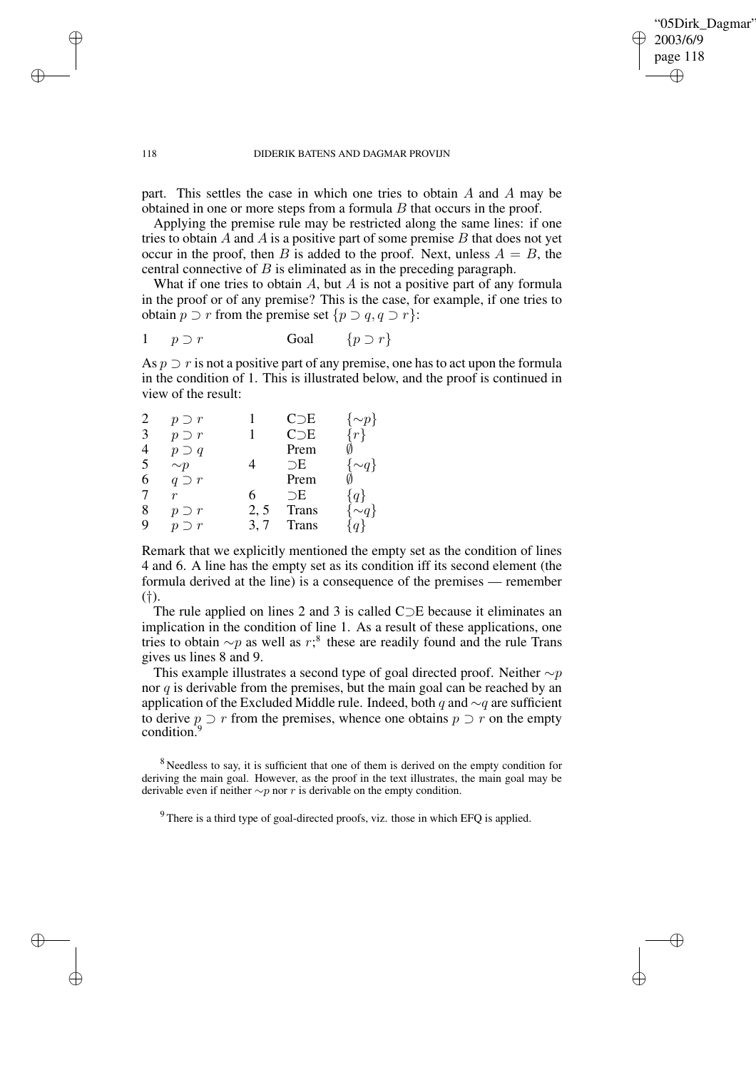part. This settles the case in which one tries to obtain $A$ and $A$ may be obtained in one or more steps from a formula $B$ that occurs in the proof.

Applying the premise rule may be restricted along the same lines: if one tries to obtain $A$ and $A$ is a positive part of some premise $B$ that does not yet occur in the proof, then $B$ is added to the proof. Next, unless $A = B$, the central connective of $B$ is eliminated as in the preceding paragraph.

What if one tries to obtain $A$, but $A$ is not a positive part of any formula in the proof or of any premise? This is the case, for example, if one tries to obtain $p \supset r$ from the premise set $\{p \supset q, q \supset r\}$:

| | | | | |
|---|---|---|---|---|
| 1 | $p \supset r$ | | Goal | $\{p \supset r\}$ |

As $p \supset r$ is not a positive part of any premise, one has to act upon the formula in the condition of 1. This is illustrated below, and the proof is continued in view of the result:

| | | | | |
|---|---|---|---|---|
| 2 | $p \supset r$ | 1 | C$\supset$E | $\{\sim p\}$ |
| 3 | $p \supset r$ | 1 | C$\supset$E | $\{r\}$ |
| 4 | $p \supset q$ | | Prem | $\emptyset$ |
| 5 | $\sim p$ | 4 | $\supset$E | $\{\sim q\}$ |
| 6 | $q \supset r$ | | Prem | $\emptyset$ |
| 7 | $r$ | 6 | $\supset$E | $\{q\}$ |
| 8 | $p \supset r$ | 2, 5 | Trans | $\{\sim q\}$ |
| 9 | $p \supset r$ | 3, 7 | Trans | $\{q\}$ |

Remark that we explicitly mentioned the empty set as the condition of lines 4 and 6. A line has the empty set as its condition iff its second element (the formula derived at the line) is a consequence of the premises — remember (†).

The rule applied on lines 2 and 3 is called C$\supset$E because it eliminates an implication in the condition of line 1. As a result of these applications, one tries to obtain $\sim p$ as well as $r$;[8] these are readily found and the rule Trans gives us lines 8 and 9.

This example illustrates a second type of goal directed proof. Neither $\sim p$ nor $q$ is derivable from the premises, but the main goal can be reached by an application of the Excluded Middle rule. Indeed, both $q$ and $\sim q$ are sufficient to derive $p \supset r$ from the premises, whence one obtains $p \supset r$ on the empty condition.[9]

[8] Needless to say, it is sufficient that one of them is derived on the empty condition for deriving the main goal. However, as the proof in the text illustrates, the main goal may be derivable even if neither $\sim p$ nor $r$ is derivable on the empty condition.

[9] There is a third type of goal-directed proofs, viz. those in which EFQ is applied.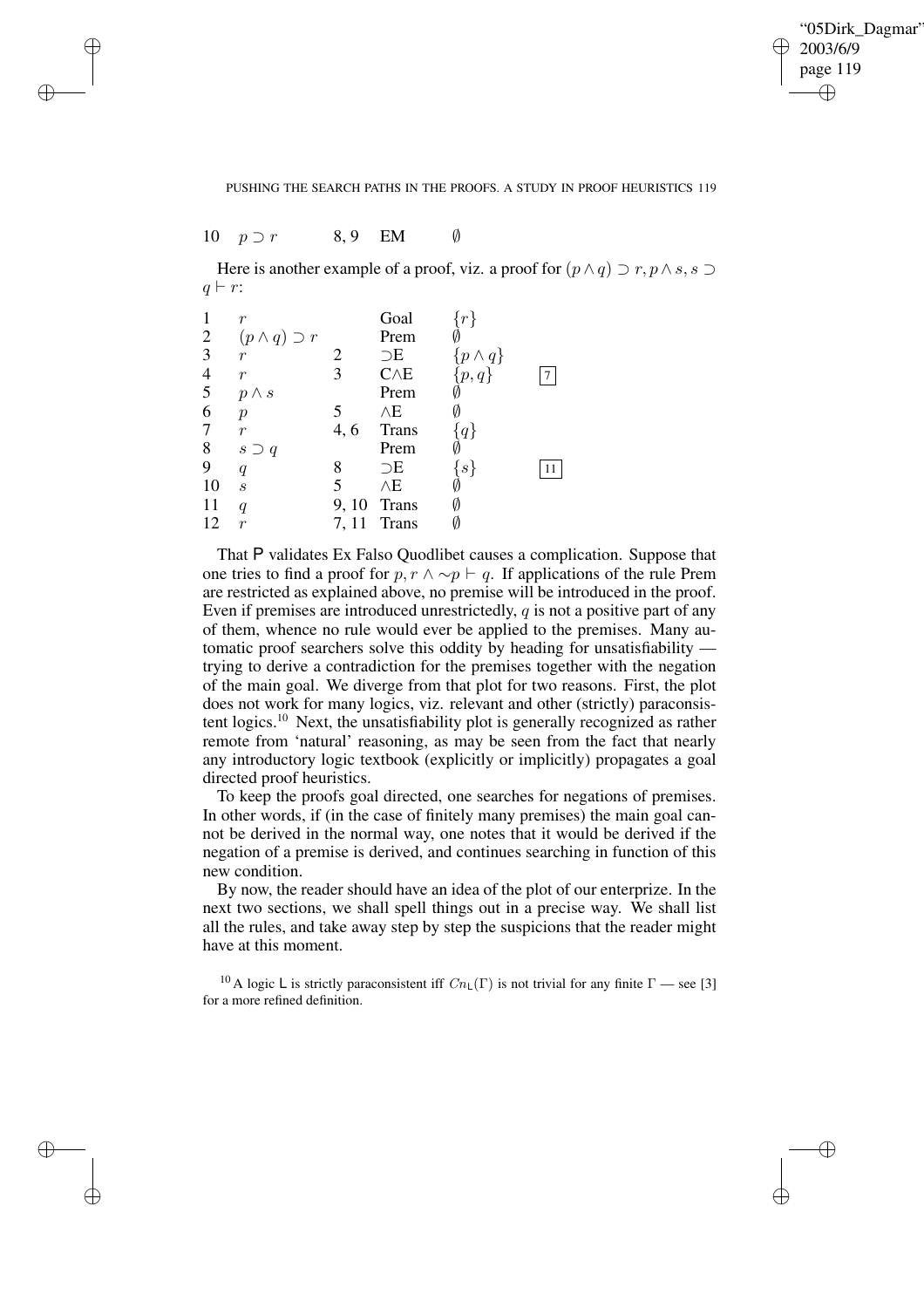| 10 | $p \supset r$ | 8, 9 | EM | $\emptyset$ |
|---|---|---|---|---|

Here is another example of a proof, viz. a proof for $(p \wedge q) \supset r, p \wedge s, s \supset q \vdash r$:

| | | | | | |
|---|---|---|---|---|---|
| 1 | $r$ | | Goal | $\{r\}$ | |
| 2 | $(p \wedge q) \supset r$ | | Prem | $\emptyset$ | |
| 3 | $r$ | 2 | $\supset$E | $\{p \wedge q\}$ | |
| 4 | $r$ | 3 | C$\wedge$E | $\{p, q\}$ | 7 |
| 5 | $p \wedge s$ | | Prem | $\emptyset$ | |
| 6 | $p$ | 5 | $\wedge$E | $\emptyset$ | |
| 7 | $r$ | 4, 6 | Trans | $\{q\}$ | |
| 8 | $s \supset q$ | | Prem | $\emptyset$ | |
| 9 | $q$ | 8 | $\supset$E | $\{s\}$ | 11 |
| 10 | $s$ | 5 | $\wedge$E | $\emptyset$ | |
| 11 | $q$ | 9, 10 | Trans | $\emptyset$ | |
| 12 | $r$ | 7, 11 | Trans | $\emptyset$ | |

That P validates Ex Falso Quodlibet causes a complication. Suppose that one tries to find a proof for $p, r \wedge \sim p \vdash q$. If applications of the rule Prem are restricted as explained above, no premise will be introduced in the proof. Even if premises are introduced unrestrictedly, $q$ is not a positive part of any of them, whence no rule would ever be applied to the premises. Many automatic proof searchers solve this oddity by heading for unsatisfiability — trying to derive a contradiction for the premises together with the negation of the main goal. We diverge from that plot for two reasons. First, the plot does not work for many logics, viz. relevant and other (strictly) paraconsistent logics.[10] Next, the unsatisfiability plot is generally recognized as rather remote from 'natural' reasoning, as may be seen from the fact that nearly any introductory logic textbook (explicitly or implicitly) propagates a goal directed proof heuristics.

To keep the proofs goal directed, one searches for negations of premises. In other words, if (in the case of finitely many premises) the main goal cannot be derived in the normal way, one notes that it would be derived if the negation of a premise is derived, and continues searching in function of this new condition.

By now, the reader should have an idea of the plot of our enterprize. In the next two sections, we shall spell things out in a precise way. We shall list all the rules, and take away step by step the suspicions that the reader might have at this moment.

[10] A logic L is strictly paraconsistent iff $Cn_{\mathsf{L}}(\Gamma)$ is not trivial for any finite $\Gamma$ — see [3] for a more refined definition.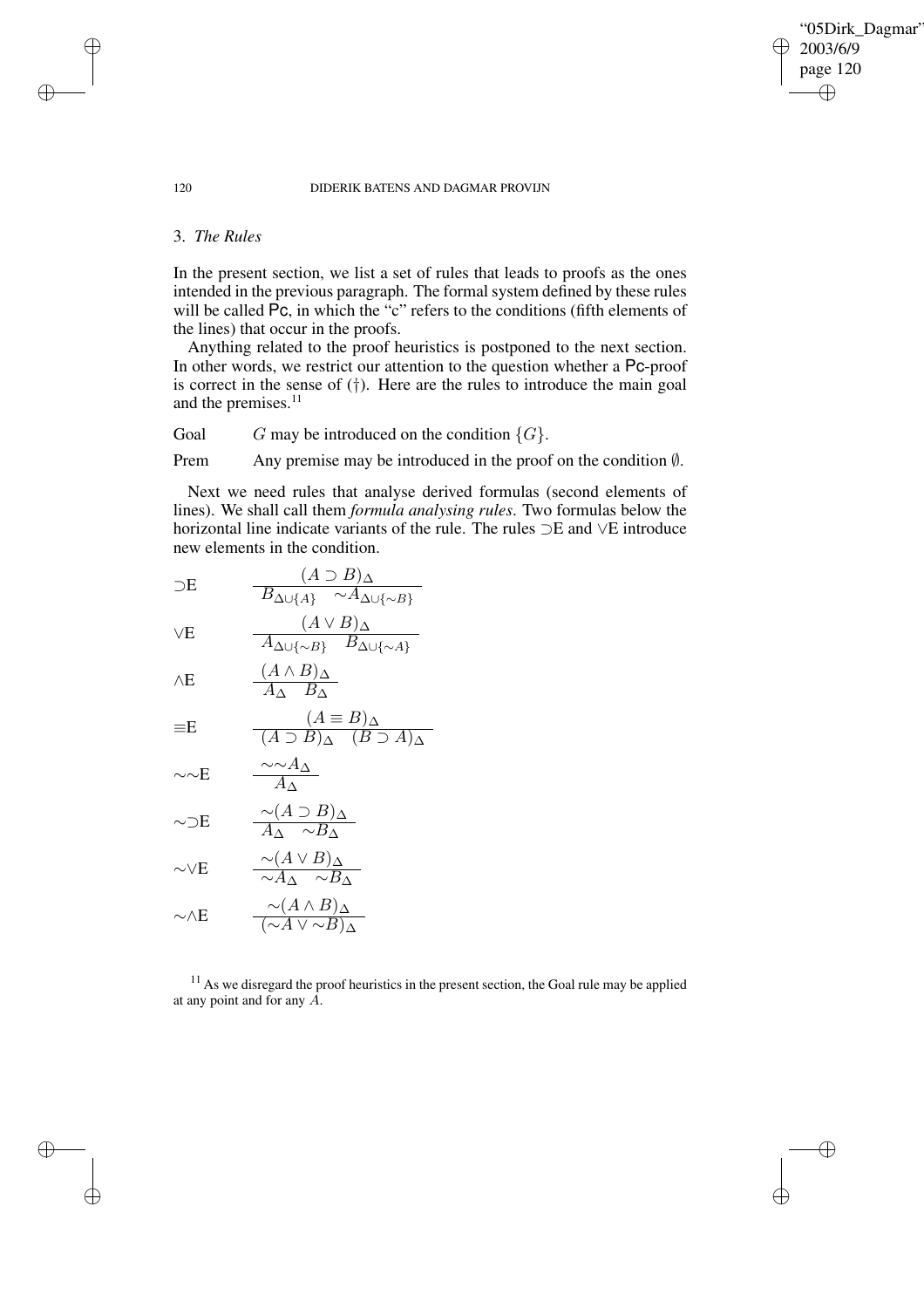## 3. *The Rules*

In the present section, we list a set of rules that leads to proofs as the ones intended in the previous paragraph. The formal system defined by these rules will be called **Pc**, in which the "c" refers to the conditions (fifth elements of the lines) that occur in the proofs.

Anything related to the proof heuristics is postponed to the next section. In other words, we restrict our attention to the question whether a **Pc**-proof is correct in the sense of (†). Here are the rules to introduce the main goal and the premises.[11]

Goal $\quad G$ may be introduced on the condition $\{G\}$.

Prem $\quad$ Any premise may be introduced in the proof on the condition $\emptyset$.

Next we need rules that analyse derived formulas (second elements of lines). We shall call them *formula analysing rules*. Two formulas below the horizontal line indicate variants of the rule. The rules ⊃E and ∨E introduce new elements in the condition.

⊃E $\quad \dfrac{(A \supset B)_\Delta}{B_{\Delta \cup \{A\}} \quad \sim A_{\Delta \cup \{\sim B\}}}$

∨E $\quad \dfrac{(A \vee B)_\Delta}{A_{\Delta \cup \{\sim B\}} \quad B_{\Delta \cup \{\sim A\}}}$

∧E $\quad \dfrac{(A \wedge B)_\Delta}{A_\Delta \quad B_\Delta}$

≡E $\quad \dfrac{(A \equiv B)_\Delta}{(A \supset B)_\Delta \quad (B \supset A)_\Delta}$

∼∼E $\quad \dfrac{\sim\sim A_\Delta}{A_\Delta}$

∼⊃E $\quad \dfrac{\sim(A \supset B)_\Delta}{A_\Delta \quad \sim B_\Delta}$

∼∨E $\quad \dfrac{\sim(A \vee B)_\Delta}{\sim A_\Delta \quad \sim B_\Delta}$

∼∧E $\quad \dfrac{\sim(A \wedge B)_\Delta}{(\sim A \vee \sim B)_\Delta}$

[11] As we disregard the proof heuristics in the present section, the Goal rule may be applied at any point and for any $A$.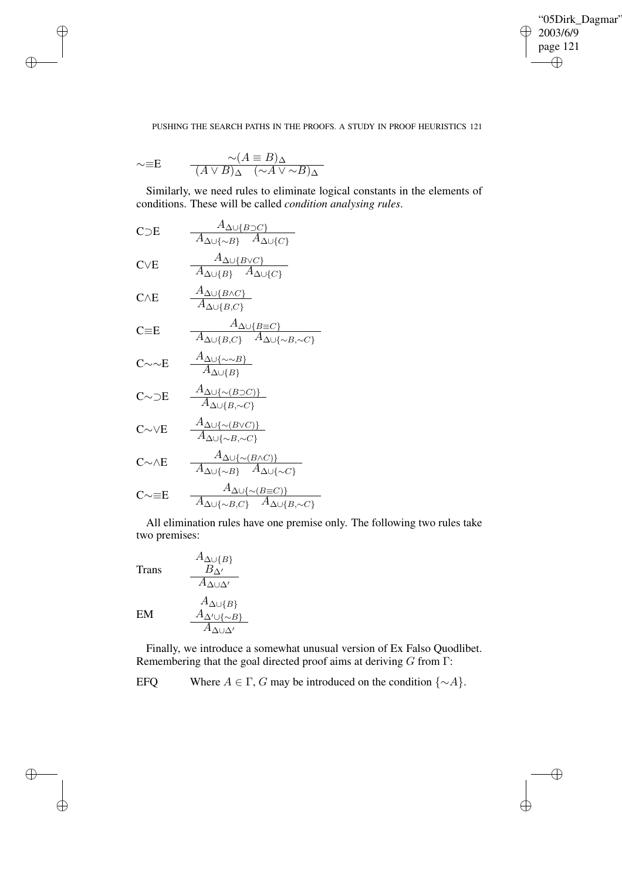$\sim\equiv$E $\qquad \dfrac{\sim(A \equiv B)_\Delta}{(A \vee B)_\Delta \quad (\sim A \vee \sim B)_\Delta}$

Similarly, we need rules to eliminate logical constants in the elements of conditions. These will be called *condition analysing rules*.

C$\supset$E $\qquad \dfrac{A_{\Delta \cup \{B \supset C\}}}{A_{\Delta \cup \{\sim B\}} \quad A_{\Delta \cup \{C\}}}$

C$\vee$E $\qquad \dfrac{A_{\Delta \cup \{B \vee C\}}}{A_{\Delta \cup \{B\}} \quad A_{\Delta \cup \{C\}}}$

C$\wedge$E $\qquad \dfrac{A_{\Delta \cup \{B \wedge C\}}}{A_{\Delta \cup \{B, C\}}}$

C$\equiv$E $\qquad \dfrac{A_{\Delta \cup \{B \equiv C\}}}{A_{\Delta \cup \{B, C\}} \quad A_{\Delta \cup \{\sim B, \sim C\}}}$

C$\sim\sim$E $\qquad \dfrac{A_{\Delta \cup \{\sim\sim B\}}}{A_{\Delta \cup \{B\}}}$

C$\sim\supset$E $\qquad \dfrac{A_{\Delta \cup \{\sim(B \supset C)\}}}{A_{\Delta \cup \{B, \sim C\}}}$

C$\sim\vee$E $\qquad \dfrac{A_{\Delta \cup \{\sim(B \vee C)\}}}{A_{\Delta \cup \{\sim B, \sim C\}}}$

C$\sim\wedge$E $\qquad \dfrac{A_{\Delta \cup \{\sim(B \wedge C)\}}}{A_{\Delta \cup \{\sim B\}} \quad A_{\Delta \cup \{\sim C\}}}$

C$\sim\equiv$E $\qquad \dfrac{A_{\Delta \cup \{\sim(B \equiv C)\}}}{A_{\Delta \cup \{\sim B, C\}} \quad A_{\Delta \cup \{B, \sim C\}}}$

All elimination rules have one premise only. The following two rules take two premises:

Trans $\qquad \dfrac{\begin{array}{c} A_{\Delta \cup \{B\}} \\ B_{\Delta'} \end{array}}{A_{\Delta \cup \Delta'}}$

EM $\qquad \dfrac{\begin{array}{c} A_{\Delta \cup \{B\}} \\ A_{\Delta' \cup \{\sim B\}} \end{array}}{A_{\Delta \cup \Delta'}}$

Finally, we introduce a somewhat unusual version of Ex Falso Quodlibet. Remembering that the goal directed proof aims at deriving $G$ from $\Gamma$:

EFQ $\qquad$ Where $A \in \Gamma$, $G$ may be introduced on the condition $\{\sim A\}$.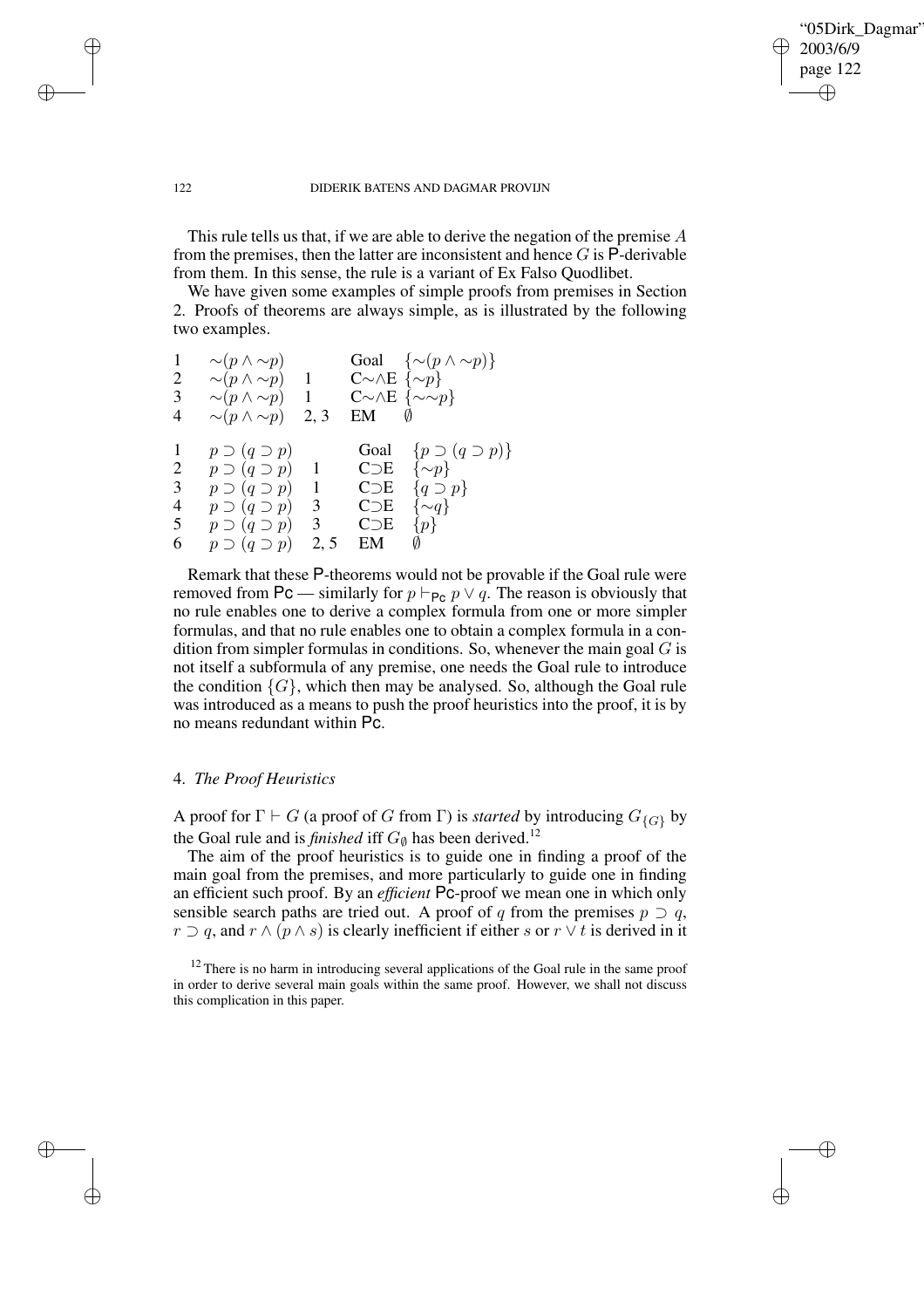This rule tells us that, if we are able to derive the negation of the premise $A$ from the premises, then the latter are inconsistent and hence $G$ is P-derivable from them. In this sense, the rule is a variant of Ex Falso Quodlibet.

We have given some examples of simple proofs from premises in Section 2. Proofs of theorems are always simple, as is illustrated by the following two examples.

| | | | | |
|---|---|---|---|---|
| 1 | $\sim(p \wedge \sim p)$ | | Goal | $\{\sim(p \wedge \sim p)\}$ |
| 2 | $\sim(p \wedge \sim p)$ | 1 | C$\sim\wedge$E | $\{\sim p\}$ |
| 3 | $\sim(p \wedge \sim p)$ | 1 | C$\sim\wedge$E | $\{\sim\sim p\}$ |
| 4 | $\sim(p \wedge \sim p)$ | 2, 3 | EM | $\emptyset$ |

| | | | | |
|---|---|---|---|---|
| 1 | $p \supset (q \supset p)$ | | Goal | $\{p \supset (q \supset p)\}$ |
| 2 | $p \supset (q \supset p)$ | 1 | C$\supset$E | $\{\sim p\}$ |
| 3 | $p \supset (q \supset p)$ | 1 | C$\supset$E | $\{q \supset p\}$ |
| 4 | $p \supset (q \supset p)$ | 3 | C$\supset$E | $\{\sim q\}$ |
| 5 | $p \supset (q \supset p)$ | 3 | C$\supset$E | $\{p\}$ |
| 6 | $p \supset (q \supset p)$ | 2, 5 | EM | $\emptyset$ |

Remark that these P-theorems would not be provable if the Goal rule were removed from Pc — similarly for $p \vdash_{\mathsf{Pc}} p \vee q$. The reason is obviously that no rule enables one to derive a complex formula from one or more simpler formulas, and that no rule enables one to obtain a complex formula in a condition from simpler formulas in conditions. So, whenever the main goal $G$ is not itself a subformula of any premise, one needs the Goal rule to introduce the condition $\{G\}$, which then may be analysed. So, although the Goal rule was introduced as a means to push the proof heuristics into the proof, it is by no means redundant within Pc.

## 4. *The Proof Heuristics*

A proof for $\Gamma \vdash G$ (a proof of $G$ from $\Gamma$) is *started* by introducing $G_{\{G\}}$ by the Goal rule and is *finished* iff $G_{\emptyset}$ has been derived.[12]

The aim of the proof heuristics is to guide one in finding a proof of the main goal from the premises, and more particularly to guide one in finding an efficient such proof. By an *efficient* Pc-proof we mean one in which only sensible search paths are tried out. A proof of $q$ from the premises $p \supset q$, $r \supset q$, and $r \wedge (p \wedge s)$ is clearly inefficient if either $s$ or $r \vee t$ is derived in it

[12] There is no harm in introducing several applications of the Goal rule in the same proof in order to derive several main goals within the same proof. However, we shall not discuss this complication in this paper.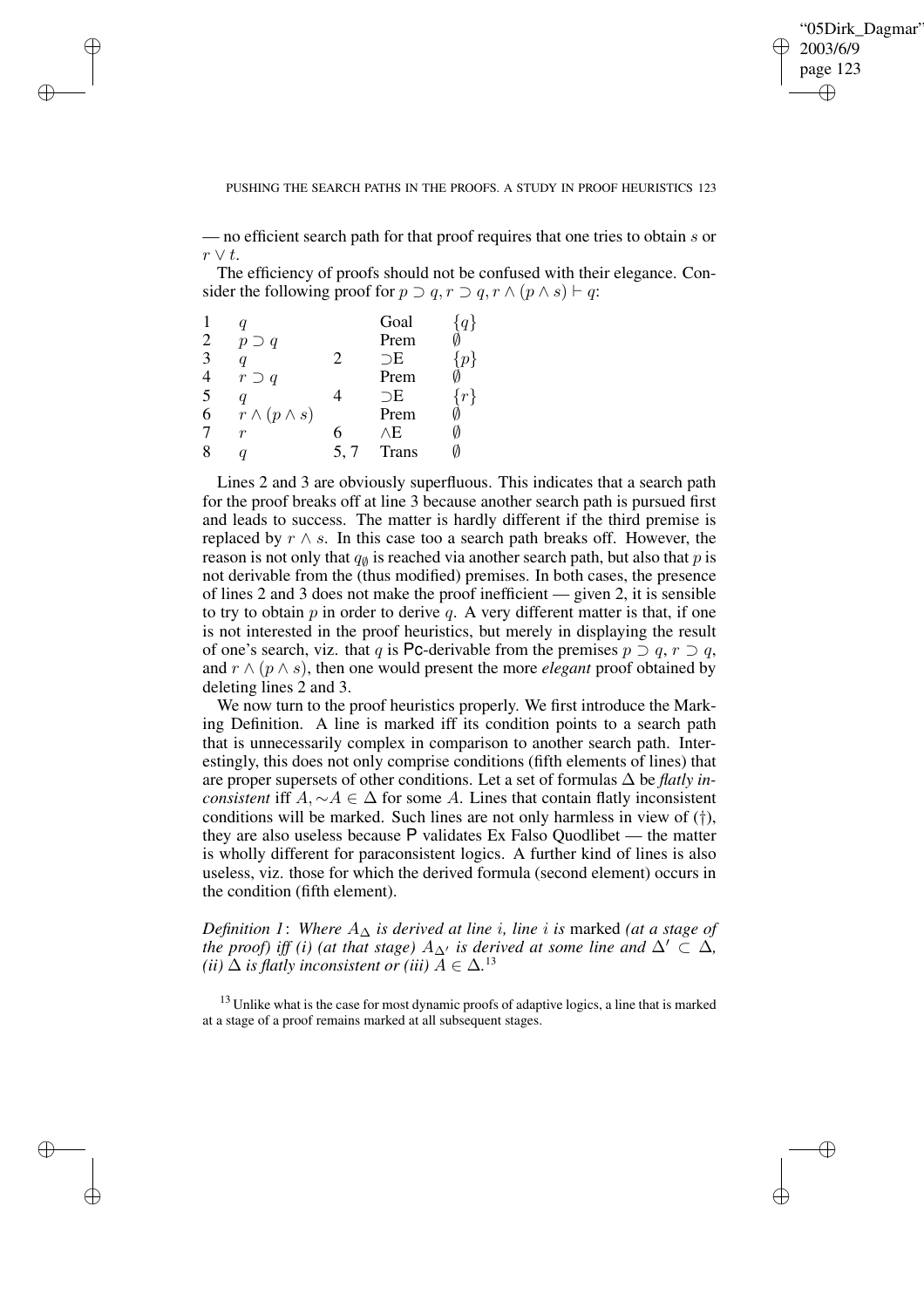— no efficient search path for that proof requires that one tries to obtain $s$ or $r \vee t$.

The efficiency of proofs should not be confused with their elegance. Consider the following proof for $p \supset q, r \supset q, r \wedge (p \wedge s) \vdash q$:

| | | | | |
|---|---|---|---|---|
| 1 | $q$ | | Goal | $\{q\}$ |
| 2 | $p \supset q$ | | Prem | $\emptyset$ |
| 3 | $q$ | 2 | $\supset$E | $\{p\}$ |
| 4 | $r \supset q$ | | Prem | $\emptyset$ |
| 5 | $q$ | 4 | $\supset$E | $\{r\}$ |
| 6 | $r \wedge (p \wedge s)$ | | Prem | $\emptyset$ |
| 7 | $r$ | 6 | $\wedge$E | $\emptyset$ |
| 8 | $q$ | 5, 7 | Trans | $\emptyset$ |

Lines 2 and 3 are obviously superfluous. This indicates that a search path for the proof breaks off at line 3 because another search path is pursued first and leads to success. The matter is hardly different if the third premise is replaced by $r \wedge s$. In this case too a search path breaks off. However, the reason is not only that $q_{\emptyset}$ is reached via another search path, but also that $p$ is not derivable from the (thus modified) premises. In both cases, the presence of lines 2 and 3 does not make the proof inefficient — given 2, it is sensible to try to obtain $p$ in order to derive $q$. A very different matter is that, if one is not interested in the proof heuristics, but merely in displaying the result of one's search, viz. that $q$ is Pc-derivable from the premises $p \supset q$, $r \supset q$, and $r \wedge (p \wedge s)$, then one would present the more *elegant* proof obtained by deleting lines 2 and 3.

We now turn to the proof heuristics properly. We first introduce the Marking Definition. A line is marked iff its condition points to a search path that is unnecessarily complex in comparison to another search path. Interestingly, this does not only comprise conditions (fifth elements of lines) that are proper supersets of other conditions. Let a set of formulas $\Delta$ be *flatly inconsistent* iff $A, {\sim}A \in \Delta$ for some $A$. Lines that contain flatly inconsistent conditions will be marked. Such lines are not only harmless in view of (†), they are also useless because P validates Ex Falso Quodlibet — the matter is wholly different for paraconsistent logics. A further kind of lines is also useless, viz. those for which the derived formula (second element) occurs in the condition (fifth element).

*Definition 1*: *Where $A_{\Delta}$ is derived at line $i$, line $i$ is* marked *(at a stage of the proof) iff (i) (at that stage) $A_{\Delta'}$ is derived at some line and $\Delta' \subset \Delta$, (ii) $\Delta$ is flatly inconsistent or (iii) $A \in \Delta$.*[13]

[13] Unlike what is the case for most dynamic proofs of adaptive logics, a line that is marked at a stage of a proof remains marked at all subsequent stages.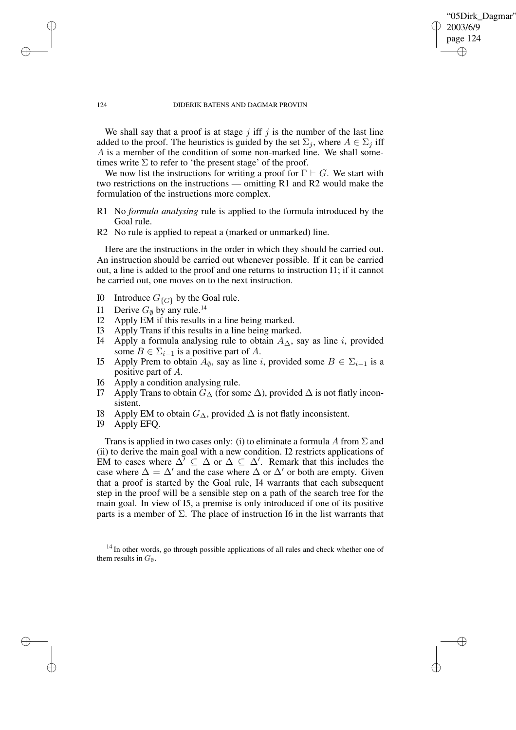We shall say that a proof is at stage $j$ iff $j$ is the number of the last line added to the proof. The heuristics is guided by the set $\Sigma_j$, where $A \in \Sigma_j$ iff $A$ is a member of the condition of some non-marked line. We shall sometimes write $\Sigma$ to refer to 'the present stage' of the proof.

We now list the instructions for writing a proof for $\Gamma \vdash G$. We start with two restrictions on the instructions — omitting R1 and R2 would make the formulation of the instructions more complex.

- R1 No *formula analysing* rule is applied to the formula introduced by the Goal rule.
- R2 No rule is applied to repeat a (marked or unmarked) line.

Here are the instructions in the order in which they should be carried out. An instruction should be carried out whenever possible. If it can be carried out, a line is added to the proof and one returns to instruction I1; if it cannot be carried out, one moves on to the next instruction.

- I0 Introduce $G_{\{G\}}$ by the Goal rule.
- I1 Derive $G_\emptyset$ by any rule.[14]
- I2 Apply EM if this results in a line being marked.
- I3 Apply Trans if this results in a line being marked.
- I4 Apply a formula analysing rule to obtain $A_\Delta$, say as line $i$, provided some $B \in \Sigma_{i-1}$ is a positive part of $A$.
- I5 Apply Prem to obtain $A_\emptyset$, say as line $i$, provided some $B \in \Sigma_{i-1}$ is a positive part of $A$.
- I6 Apply a condition analysing rule.
- I7 Apply Trans to obtain $G_\Delta$ (for some $\Delta$), provided $\Delta$ is not flatly inconsistent.
- I8 Apply EM to obtain $G_\Delta$, provided $\Delta$ is not flatly inconsistent.
- I9 Apply EFQ.

Trans is applied in two cases only: (i) to eliminate a formula $A$ from $\Sigma$ and (ii) to derive the main goal with a new condition. I2 restricts applications of EM to cases where $\Delta' \subseteq \Delta$ or $\Delta \subseteq \Delta'$. Remark that this includes the case where $\Delta = \Delta'$ and the case where $\Delta$ or $\Delta'$ or both are empty. Given that a proof is started by the Goal rule, I4 warrants that each subsequent step in the proof will be a sensible step on a path of the search tree for the main goal. In view of I5, a premise is only introduced if one of its positive parts is a member of $\Sigma$. The place of instruction I6 in the list warrants that

[14] In other words, go through possible applications of all rules and check whether one of them results in $G_\emptyset$.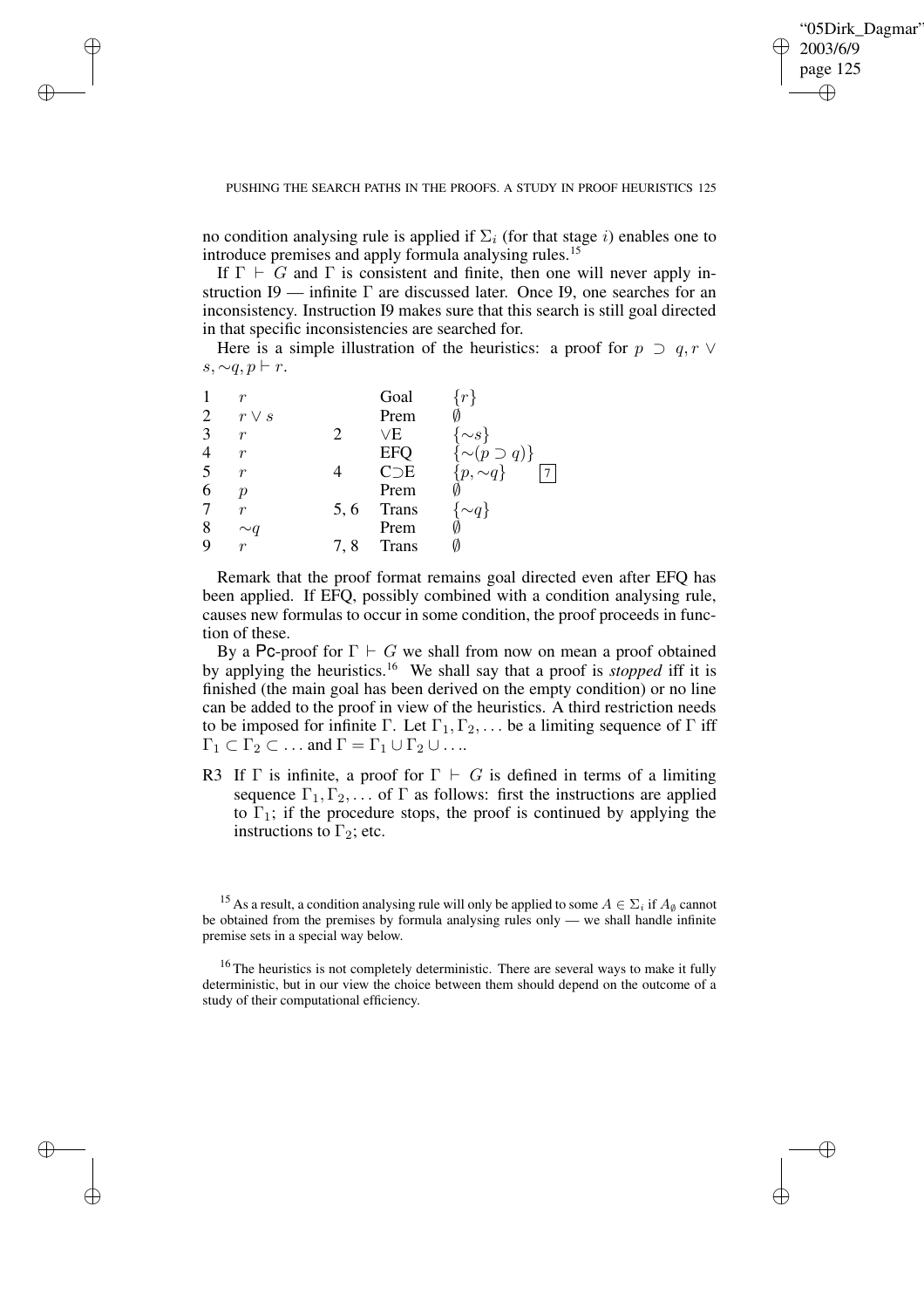no condition analysing rule is applied if $\Sigma_i$ (for that stage $i$) enables one to introduce premises and apply formula analysing rules.[15]

If $\Gamma \vdash G$ and $\Gamma$ is consistent and finite, then one will never apply instruction I9 — infinite $\Gamma$ are discussed later. Once I9, one searches for an inconsistency. Instruction I9 makes sure that this search is still goal directed in that specific inconsistencies are searched for.

Here is a simple illustration of the heuristics: a proof for $p \supset q, r \vee s, {\sim}q, p \vdash r$.

| | | | | | |
|---|---|---|---|---|---|
| 1 | $r$ | | Goal | $\{r\}$ | |
| 2 | $r \vee s$ | | Prem | $\emptyset$ | |
| 3 | $r$ | 2 | $\vee$E | $\{{\sim}s\}$ | |
| 4 | $r$ | | EFQ | $\{{\sim}(p \supset q)\}$ | |
| 5 | $r$ | 4 | C$\supset$E | $\{p, {\sim}q\}$ | 7 |
| 6 | $p$ | | Prem | $\emptyset$ | |
| 7 | $r$ | 5, 6 | Trans | $\{{\sim}q\}$ | |
| 8 | ${\sim}q$ | | Prem | $\emptyset$ | |
| 9 | $r$ | 7, 8 | Trans | $\emptyset$ | |

Remark that the proof format remains goal directed even after EFQ has been applied. If EFQ, possibly combined with a condition analysing rule, causes new formulas to occur in some condition, the proof proceeds in function of these.

By a Pc-proof for $\Gamma \vdash G$ we shall from now on mean a proof obtained by applying the heuristics.[16] We shall say that a proof is *stopped* iff it is finished (the main goal has been derived on the empty condition) or no line can be added to the proof in view of the heuristics. A third restriction needs to be imposed for infinite $\Gamma$. Let $\Gamma_1, \Gamma_2, \ldots$ be a limiting sequence of $\Gamma$ iff $\Gamma_1 \subset \Gamma_2 \subset \ldots$ and $\Gamma = \Gamma_1 \cup \Gamma_2 \cup \ldots$.

R3 If $\Gamma$ is infinite, a proof for $\Gamma \vdash G$ is defined in terms of a limiting sequence $\Gamma_1, \Gamma_2, \ldots$ of $\Gamma$ as follows: first the instructions are applied to $\Gamma_1$; if the procedure stops, the proof is continued by applying the instructions to $\Gamma_2$; etc.

[15] As a result, a condition analysing rule will only be applied to some $A \in \Sigma_i$ if $A_\emptyset$ cannot be obtained from the premises by formula analysing rules only — we shall handle infinite premise sets in a special way below.

[16] The heuristics is not completely deterministic. There are several ways to make it fully deterministic, but in our view the choice between them should depend on the outcome of a study of their computational efficiency.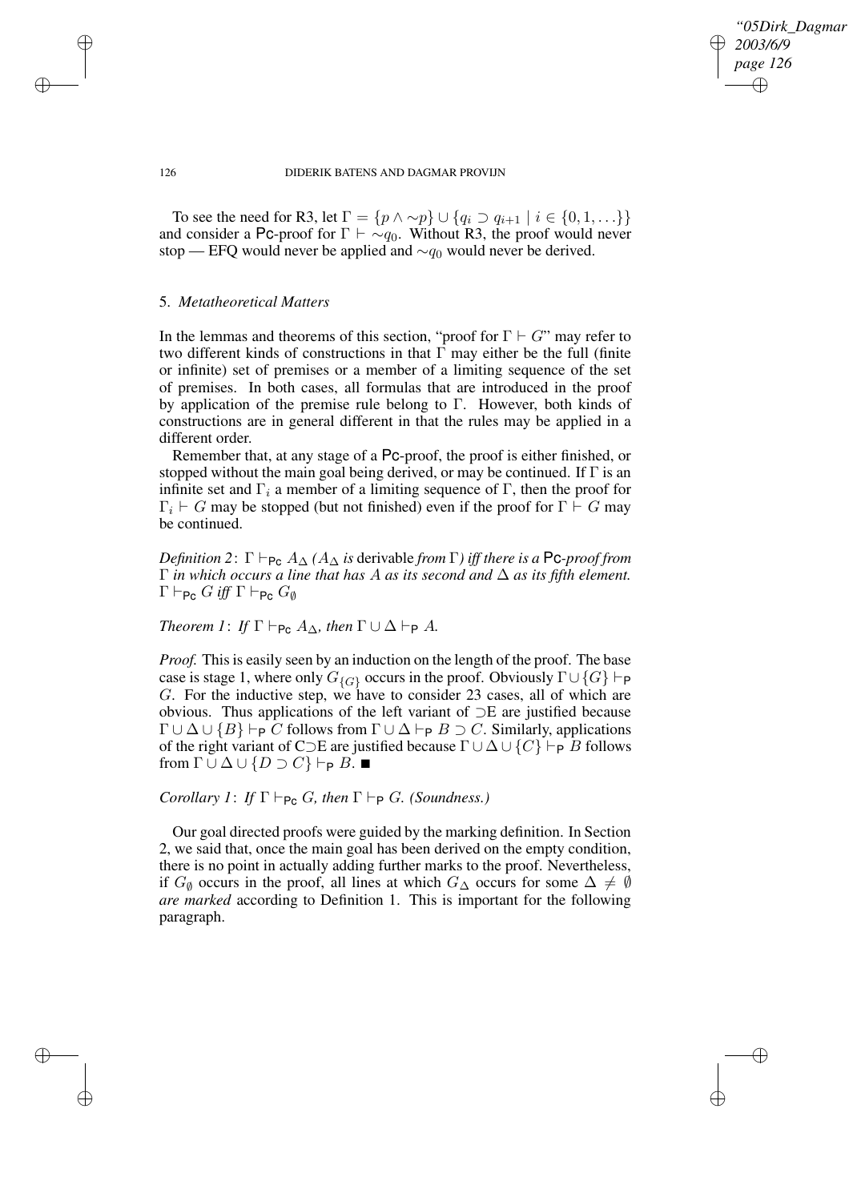To see the need for R3, let $\Gamma = \{p \wedge {\sim}p\} \cup \{q_i \supset q_{i+1} \mid i \in \{0, 1, \ldots\}\}$ and consider a Pc-proof for $\Gamma \vdash {\sim}q_0$. Without R3, the proof would never stop — EFQ would never be applied and ${\sim}q_0$ would never be derived.

## 5. *Metatheoretical Matters*

In the lemmas and theorems of this section, "proof for $\Gamma \vdash G$" may refer to two different kinds of constructions in that $\Gamma$ may either be the full (finite or infinite) set of premises or a member of a limiting sequence of the set of premises. In both cases, all formulas that are introduced in the proof by application of the premise rule belong to $\Gamma$. However, both kinds of constructions are in general different in that the rules may be applied in a different order.

Remember that, at any stage of a Pc-proof, the proof is either finished, or stopped without the main goal being derived, or may be continued. If $\Gamma$ is an infinite set and $\Gamma_i$ a member of a limiting sequence of $\Gamma$, then the proof for $\Gamma_i \vdash G$ may be stopped (but not finished) even if the proof for $\Gamma \vdash G$ may be continued.

*Definition 2*: $\Gamma \vdash_{\mathsf{Pc}} A_\Delta$ *($A_\Delta$ is* derivable *from $\Gamma$) iff there is a* Pc*-proof from $\Gamma$ in which occurs a line that has $A$ as its second and $\Delta$ as its fifth element. $\Gamma \vdash_{\mathsf{Pc}} G$ iff $\Gamma \vdash_{\mathsf{Pc}} G_\emptyset$*

*Theorem 1*: *If $\Gamma \vdash_{\mathsf{Pc}} A_\Delta$, then $\Gamma \cup \Delta \vdash_{\mathsf{P}} A$.*

*Proof.* This is easily seen by an induction on the length of the proof. The base case is stage 1, where only $G_{\{G\}}$ occurs in the proof. Obviously $\Gamma \cup \{G\} \vdash_{\mathsf{P}} G$. For the inductive step, we have to consider 23 cases, all of which are obvious. Thus applications of the left variant of $\supset$E are justified because $\Gamma \cup \Delta \cup \{B\} \vdash_{\mathsf{P}} C$ follows from $\Gamma \cup \Delta \vdash_{\mathsf{P}} B \supset C$. Similarly, applications of the right variant of C$\supset$E are justified because $\Gamma \cup \Delta \cup \{C\} \vdash_{\mathsf{P}} B$ follows from $\Gamma \cup \Delta \cup \{D \supset C\} \vdash_{\mathsf{P}} B$. ■

*Corollary 1*: *If $\Gamma \vdash_{\mathsf{Pc}} G$, then $\Gamma \vdash_{\mathsf{P}} G$. (Soundness.)*

Our goal directed proofs were guided by the marking definition. In Section 2, we said that, once the main goal has been derived on the empty condition, there is no point in actually adding further marks to the proof. Nevertheless, if $G_\emptyset$ occurs in the proof, all lines at which $G_\Delta$ occurs for some $\Delta \neq \emptyset$ *are marked* according to Definition 1. This is important for the following paragraph.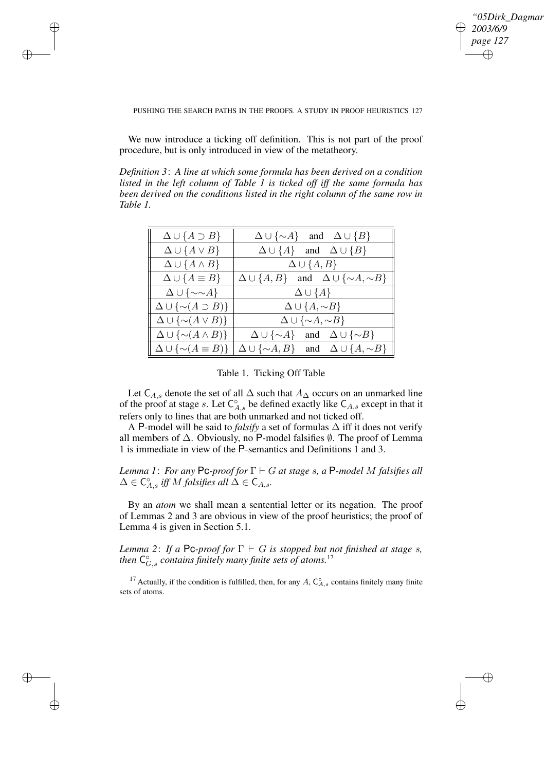We now introduce a ticking off definition. This is not part of the proof procedure, but is only introduced in view of the metatheory.

*Definition 3*: *A line at which some formula has been derived on a condition listed in the left column of Table 1 is ticked off iff the same formula has been derived on the conditions listed in the right column of the same row in Table 1.*

| | |
|---|---|
| $\Delta \cup \{A \supset B\}$ | $\Delta \cup \{\sim A\}$ and $\Delta \cup \{B\}$ |
| $\Delta \cup \{A \vee B\}$ | $\Delta \cup \{A\}$ and $\Delta \cup \{B\}$ |
| $\Delta \cup \{A \wedge B\}$ | $\Delta \cup \{A, B\}$ |
| $\Delta \cup \{A \equiv B\}$ | $\Delta \cup \{A, B\}$ and $\Delta \cup \{\sim A, \sim B\}$ |
| $\Delta \cup \{\sim\sim A\}$ | $\Delta \cup \{A\}$ |
| $\Delta \cup \{\sim(A \supset B)\}$ | $\Delta \cup \{A, \sim B\}$ |
| $\Delta \cup \{\sim(A \vee B)\}$ | $\Delta \cup \{\sim A, \sim B\}$ |
| $\Delta \cup \{\sim(A \wedge B)\}$ | $\Delta \cup \{\sim A\}$ and $\Delta \cup \{\sim B\}$ |
| $\Delta \cup \{\sim(A \equiv B)\}$ | $\Delta \cup \{\sim A, B\}$ and $\Delta \cup \{A, \sim B\}$ |

Table 1. Ticking Off Table

Let $\mathsf{C}_{A,s}$ denote the set of all $\Delta$ such that $A_\Delta$ occurs on an unmarked line of the proof at stage $s$. Let $\mathsf{C}^{\circ}_{A,s}$ be defined exactly like $\mathsf{C}_{A,s}$ except in that it refers only to lines that are both unmarked and not ticked off.

A P-model will be said to *falsify* a set of formulas $\Delta$ iff it does not verify all members of $\Delta$. Obviously, no P-model falsifies $\emptyset$. The proof of Lemma 1 is immediate in view of the P-semantics and Definitions 1 and 3.

*Lemma 1*: *For any* Pc*-proof for* $\Gamma \vdash G$ *at stage* $s$, *a* P*-model* $M$ *falsifies all* $\Delta \in \mathsf{C}^{\circ}_{A,s}$ *iff* $M$ *falsifies all* $\Delta \in \mathsf{C}_{A,s}$.

By an *atom* we shall mean a sentential letter or its negation. The proof of Lemmas 2 and 3 are obvious in view of the proof heuristics; the proof of Lemma 4 is given in Section 5.1.

*Lemma 2*: *If a* Pc*-proof for* $\Gamma \vdash G$ *is stopped but not finished at stage* $s$, *then* $\mathsf{C}^{\circ}_{G,s}$ *contains finitely many finite sets of atoms.*[17]

[17] Actually, if the condition is fulfilled, then, for any $A$, $\mathsf{C}^{\circ}_{A,s}$ contains finitely many finite sets of atoms.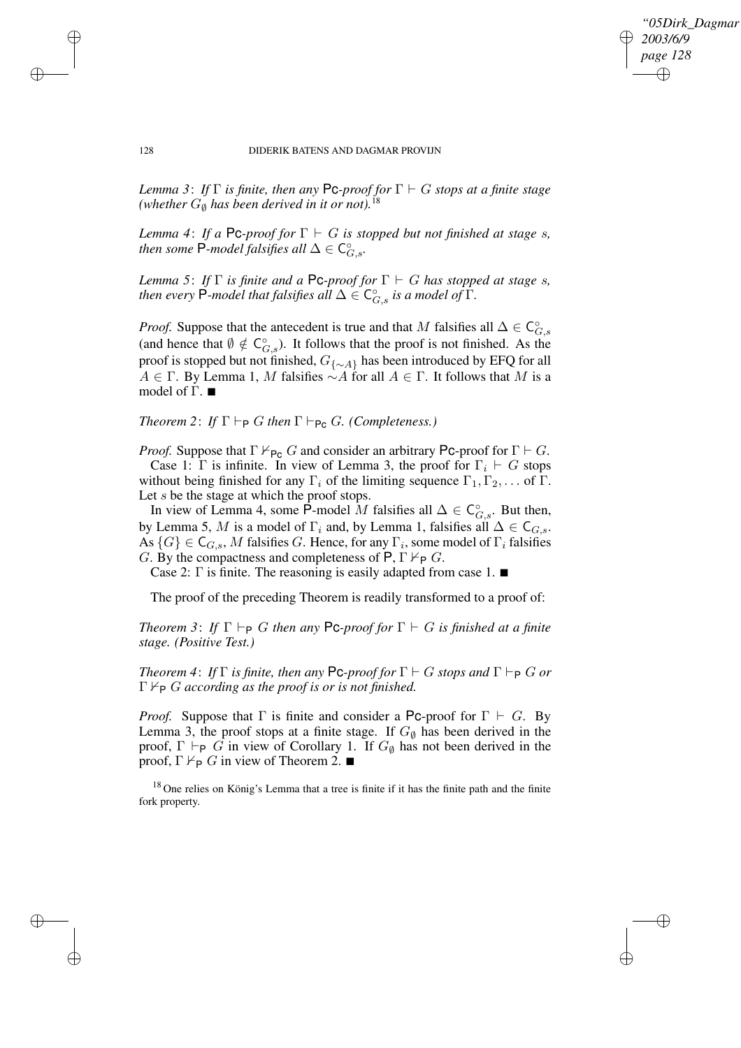*Lemma 3*: *If $\Gamma$ is finite, then any* $\mathsf{Pc}$*-proof for* $\Gamma \vdash G$ *stops at a finite stage (whether* $G_\emptyset$ *has been derived in it or not).*[18]

*Lemma 4*: *If a* $\mathsf{Pc}$*-proof for* $\Gamma \vdash G$ *is stopped but not finished at stage* $s$*, then some* $\mathsf{P}$*-model falsifies all* $\Delta \in \mathsf{C}^\circ_{G,s}$*.*

*Lemma 5*: *If* $\Gamma$ *is finite and a* $\mathsf{Pc}$*-proof for* $\Gamma \vdash G$ *has stopped at stage* $s$*, then every* $\mathsf{P}$*-model that falsifies all* $\Delta \in \mathsf{C}^\circ_{G,s}$ *is a model of* $\Gamma$*.*

*Proof.* Suppose that the antecedent is true and that $M$ falsifies all $\Delta \in \mathsf{C}^\circ_{G,s}$ (and hence that $\emptyset \notin \mathsf{C}^\circ_{G,s}$). It follows that the proof is not finished. As the proof is stopped but not finished, $G_{\{\sim A\}}$ has been introduced by EFQ for all $A \in \Gamma$. By Lemma 1, $M$ falsifies $\sim A$ for all $A \in \Gamma$. It follows that $M$ is a model of $\Gamma$. ■

*Theorem 2*: *If* $\Gamma \vdash_{\mathsf{P}} G$ *then* $\Gamma \vdash_{\mathsf{Pc}} G$*. (Completeness.)*

*Proof.* Suppose that $\Gamma \nvdash_{\mathsf{Pc}} G$ and consider an arbitrary $\mathsf{Pc}$-proof for $\Gamma \vdash G$.

Case 1: $\Gamma$ is infinite. In view of Lemma 3, the proof for $\Gamma_i \vdash G$ stops without being finished for any $\Gamma_i$ of the limiting sequence $\Gamma_1, \Gamma_2, \ldots$ of $\Gamma$. Let $s$ be the stage at which the proof stops.

In view of Lemma 4, some $\mathsf{P}$-model $M$ falsifies all $\Delta \in \mathsf{C}^\circ_{G,s}$. But then, by Lemma 5, $M$ is a model of $\Gamma_i$ and, by Lemma 1, falsifies all $\Delta \in \mathsf{C}_{G,s}$. As $\{G\} \in \mathsf{C}_{G,s}$, $M$ falsifies $G$. Hence, for any $\Gamma_i$, some model of $\Gamma_i$ falsifies $G$. By the compactness and completeness of $\mathsf{P}$, $\Gamma \nvdash_{\mathsf{P}} G$.

Case 2: $\Gamma$ is finite. The reasoning is easily adapted from case 1. ■

The proof of the preceding Theorem is readily transformed to a proof of:

*Theorem 3*: *If* $\Gamma \vdash_{\mathsf{P}} G$ *then any* $\mathsf{Pc}$*-proof for* $\Gamma \vdash G$ *is finished at a finite stage. (Positive Test.)*

*Theorem 4*: *If* $\Gamma$ *is finite, then any* $\mathsf{Pc}$*-proof for* $\Gamma \vdash G$ *stops and* $\Gamma \vdash_{\mathsf{P}} G$ *or* $\Gamma \nvdash_{\mathsf{P}} G$ *according as the proof is or is not finished.*

*Proof.* Suppose that $\Gamma$ is finite and consider a $\mathsf{Pc}$-proof for $\Gamma \vdash G$. By Lemma 3, the proof stops at a finite stage. If $G_\emptyset$ has been derived in the proof, $\Gamma \vdash_{\mathsf{P}} G$ in view of Corollary 1. If $G_\emptyset$ has not been derived in the proof, $\Gamma \nvdash_{\mathsf{P}} G$ in view of Theorem 2. ■

[18] One relies on König's Lemma that a tree is finite if it has the finite path and the finite fork property.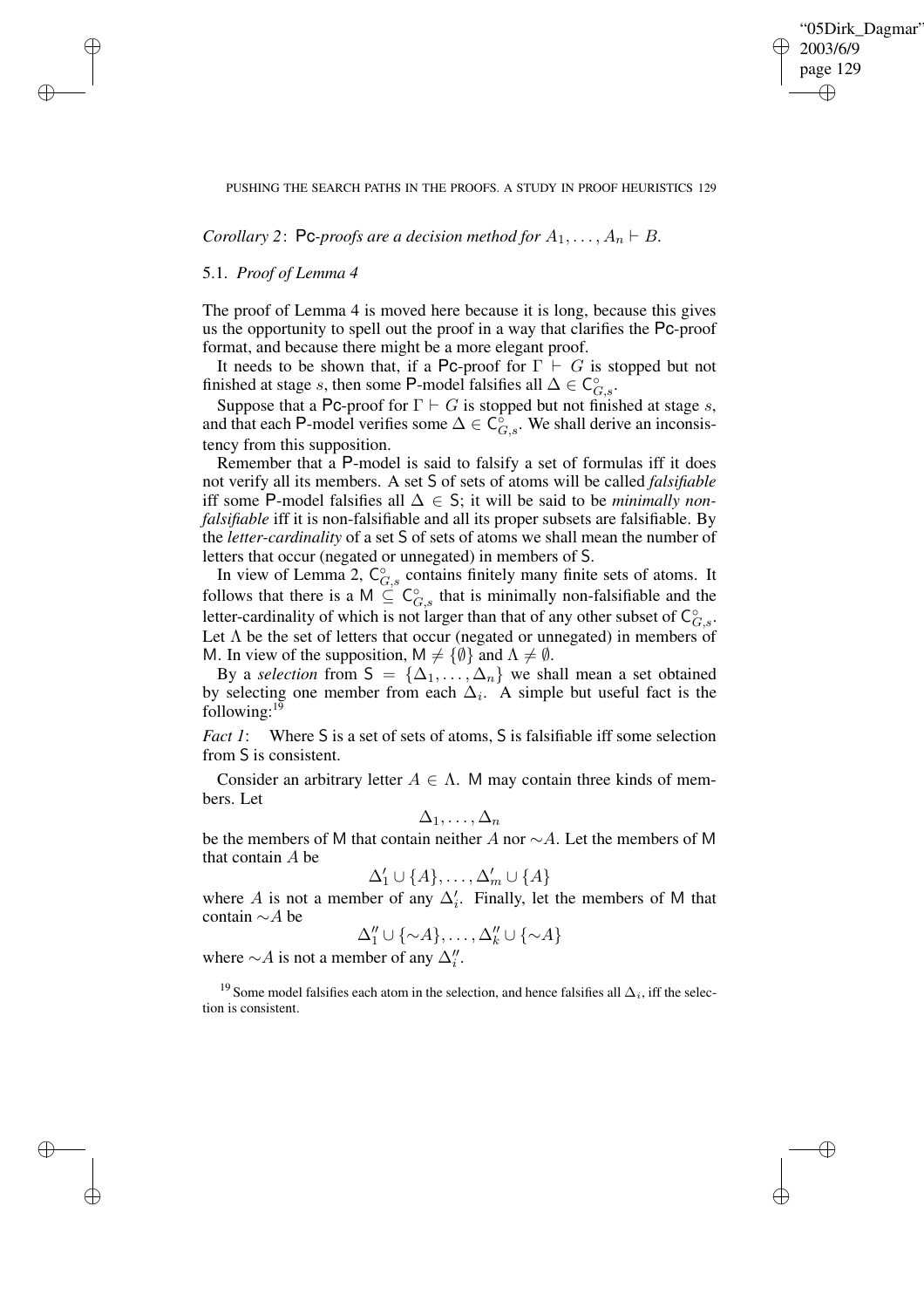*Corollary 2*: Pc*-proofs are a decision method for* $A_1, \ldots, A_n \vdash B$.

## 5.1. *Proof of Lemma 4*

The proof of Lemma 4 is moved here because it is long, because this gives us the opportunity to spell out the proof in a way that clarifies the Pc-proof format, and because there might be a more elegant proof.

It needs to be shown that, if a Pc-proof for $\Gamma \vdash G$ is stopped but not finished at stage $s$, then some P-model falsifies all $\Delta \in \mathsf{C}^{\circ}_{G,s}$.

Suppose that a Pc-proof for $\Gamma \vdash G$ is stopped but not finished at stage $s$, and that each P-model verifies some $\Delta \in \mathsf{C}^{\circ}_{G,s}$. We shall derive an inconsistency from this supposition.

Remember that a P-model is said to falsify a set of formulas iff it does not verify all its members. A set S of sets of atoms will be called *falsifiable* iff some P-model falsifies all $\Delta \in$ S; it will be said to be *minimally non-falsifiable* iff it is non-falsifiable and all its proper subsets are falsifiable. By the *letter-cardinality* of a set S of sets of atoms we shall mean the number of letters that occur (negated or unnegated) in members of S.

In view of Lemma 2, $\mathsf{C}^{\circ}_{G,s}$ contains finitely many finite sets of atoms. It follows that there is a $\mathsf{M} \subseteq \mathsf{C}^{\circ}_{G,s}$ that is minimally non-falsifiable and the letter-cardinality of which is not larger than that of any other subset of $\mathsf{C}^{\circ}_{G,s}$. Let $\Lambda$ be the set of letters that occur (negated or unnegated) in members of M. In view of the supposition, $\mathsf{M} \neq \{\emptyset\}$ and $\Lambda \neq \emptyset$.

By a *selection* from $\mathsf{S} = \{\Delta_1, \ldots, \Delta_n\}$ we shall mean a set obtained by selecting one member from each $\Delta_i$. A simple but useful fact is the following:[19]

*Fact 1*: Where S is a set of sets of atoms, S is falsifiable iff some selection from S is consistent.

Consider an arbitrary letter $A \in \Lambda$. M may contain three kinds of members. Let

$$\Delta_1, \ldots, \Delta_n$$

be the members of M that contain neither $A$ nor $\sim\! A$. Let the members of M that contain $A$ be

$$\Delta'_1 \cup \{A\}, \ldots, \Delta'_m \cup \{A\}$$

where $A$ is not a member of any $\Delta'_i$. Finally, let the members of M that contain $\sim\! A$ be

$$\Delta''_1 \cup \{\sim\! A\}, \ldots, \Delta''_k \cup \{\sim\! A\}$$

where $\sim\! A$ is not a member of any $\Delta''_i$.

[19] Some model falsifies each atom in the selection, and hence falsifies all $\Delta_i$, iff the selection is consistent.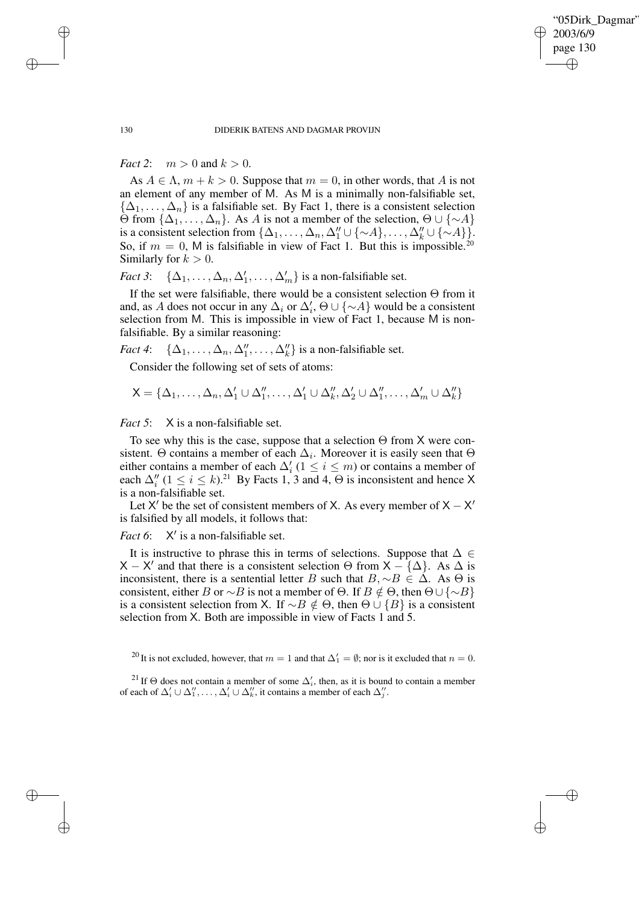*Fact 2*: $m > 0$ and $k > 0$.

As $A \in \Lambda$, $m + k > 0$. Suppose that $m = 0$, in other words, that $A$ is not an element of any member of $\mathsf{M}$. As $\mathsf{M}$ is a minimally non-falsifiable set, $\{\Delta_1, \ldots, \Delta_n\}$ is a falsifiable set. By Fact 1, there is a consistent selection $\Theta$ from $\{\Delta_1, \ldots, \Delta_n\}$. As $A$ is not a member of the selection, $\Theta \cup \{\sim A\}$ is a consistent selection from $\{\Delta_1, \ldots, \Delta_n, \Delta''_1 \cup \{\sim A\}, \ldots, \Delta''_k \cup \{\sim A\}\}$. So, if $m = 0$, $\mathsf{M}$ is falsifiable in view of Fact 1. But this is impossible.[20] Similarly for $k > 0$.

*Fact 3*: $\{\Delta_1, \ldots, \Delta_n, \Delta'_1, \ldots, \Delta'_m\}$ is a non-falsifiable set.

If the set were falsifiable, there would be a consistent selection $\Theta$ from it and, as $A$ does not occur in any $\Delta_i$ or $\Delta'_i$, $\Theta \cup \{\sim A\}$ would be a consistent selection from $\mathsf{M}$. This is impossible in view of Fact 1, because $\mathsf{M}$ is non-falsifiable. By a similar reasoning:

*Fact 4*: $\{\Delta_1, \ldots, \Delta_n, \Delta''_1, \ldots, \Delta''_k\}$ is a non-falsifiable set.

Consider the following set of sets of atoms:

$$\mathsf{X} = \{\Delta_1, \ldots, \Delta_n, \Delta'_1 \cup \Delta''_1, \ldots, \Delta'_1 \cup \Delta''_k, \Delta'_2 \cup \Delta''_1, \ldots, \Delta'_m \cup \Delta''_k\}$$

*Fact 5*: $\mathsf{X}$ is a non-falsifiable set.

To see why this is the case, suppose that a selection $\Theta$ from $\mathsf{X}$ were consistent. $\Theta$ contains a member of each $\Delta_i$. Moreover it is easily seen that $\Theta$ either contains a member of each $\Delta'_i$ ($1 \leq i \leq m$) or contains a member of each $\Delta''_i$ ($1 \leq i \leq k$).[21] By Facts 1, 3 and 4, $\Theta$ is inconsistent and hence $\mathsf{X}$ is a non-falsifiable set.

Let $\mathsf{X}'$ be the set of consistent members of $\mathsf{X}$. As every member of $\mathsf{X} - \mathsf{X}'$ is falsified by all models, it follows that:

*Fact 6*: $\mathsf{X}'$ is a non-falsifiable set.

It is instructive to phrase this in terms of selections. Suppose that $\Delta \in \mathsf{X} - \mathsf{X}'$ and that there is a consistent selection $\Theta$ from $\mathsf{X} - \{\Delta\}$. As $\Delta$ is inconsistent, there is a sentential letter $B$ such that $B, \sim B \in \Delta$. As $\Theta$ is consistent, either $B$ or $\sim B$ is not a member of $\Theta$. If $B \notin \Theta$, then $\Theta \cup \{\sim B\}$ is a consistent selection from $\mathsf{X}$. If $\sim B \notin \Theta$, then $\Theta \cup \{B\}$ is a consistent selection from $\mathsf{X}$. Both are impossible in view of Facts 1 and 5.

[20] It is not excluded, however, that $m = 1$ and that $\Delta'_1 = \emptyset$; nor is it excluded that $n = 0$.

[21] If $\Theta$ does not contain a member of some $\Delta'_i$, then, as it is bound to contain a member of each of $\Delta'_i \cup \Delta''_1, \ldots, \Delta'_i \cup \Delta''_k$, it contains a member of each $\Delta''_j$.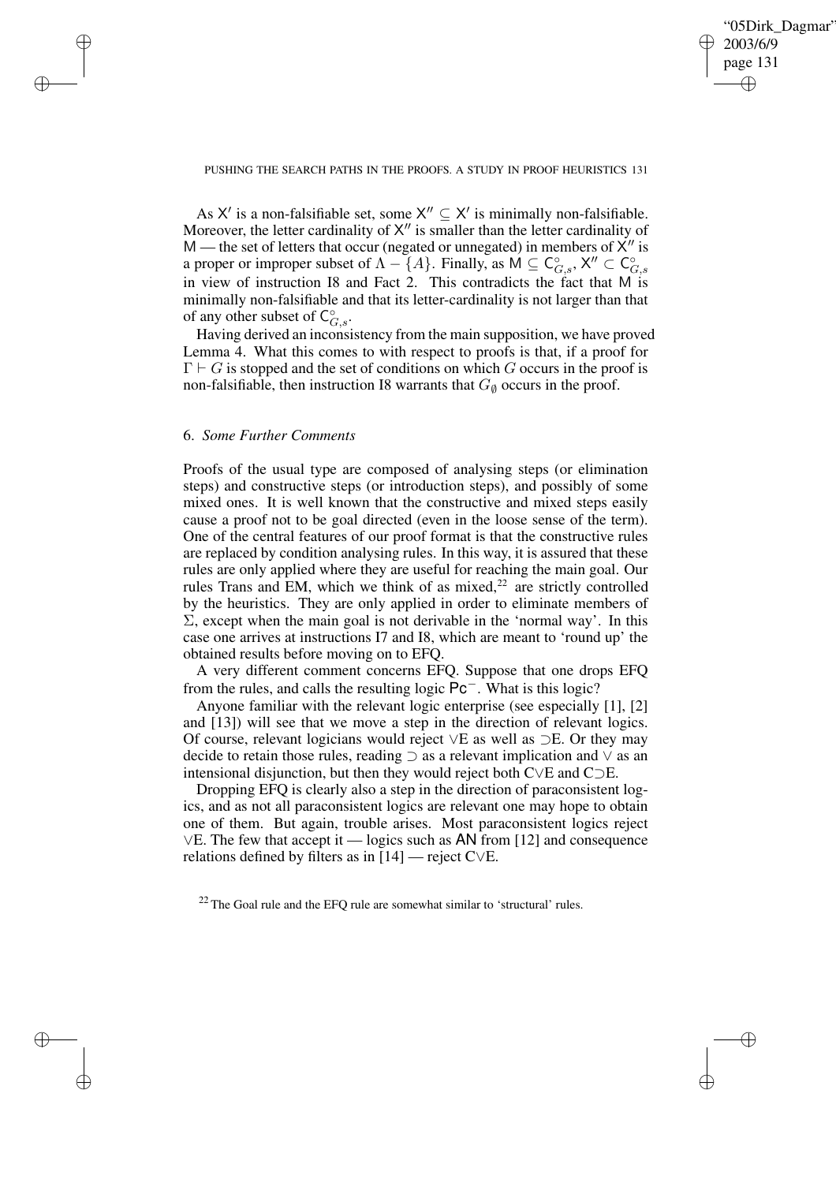As $\mathsf{X}'$ is a non-falsifiable set, some $\mathsf{X}'' \subseteq \mathsf{X}'$ is minimally non-falsifiable. Moreover, the letter cardinality of $\mathsf{X}''$ is smaller than the letter cardinality of $\mathsf{M}$ — the set of letters that occur (negated or unnegated) in members of $\mathsf{X}''$ is a proper or improper subset of $\Lambda - \{A\}$. Finally, as $\mathsf{M} \subseteq \mathsf{C}^{\circ}_{G,s}$, $\mathsf{X}'' \subset \mathsf{C}^{\circ}_{G,s}$ in view of instruction I8 and Fact 2. This contradicts the fact that $\mathsf{M}$ is minimally non-falsifiable and that its letter-cardinality is not larger than that of any other subset of $\mathsf{C}^{\circ}_{G,s}$.

Having derived an inconsistency from the main supposition, we have proved Lemma 4. What this comes to with respect to proofs is that, if a proof for $\Gamma \vdash G$ is stopped and the set of conditions on which $G$ occurs in the proof is non-falsifiable, then instruction I8 warrants that $G_{\emptyset}$ occurs in the proof.

## 6. *Some Further Comments*

Proofs of the usual type are composed of analysing steps (or elimination steps) and constructive steps (or introduction steps), and possibly of some mixed ones. It is well known that the constructive and mixed steps easily cause a proof not to be goal directed (even in the loose sense of the term). One of the central features of our proof format is that the constructive rules are replaced by condition analysing rules. In this way, it is assured that these rules are only applied where they are useful for reaching the main goal. Our rules Trans and EM, which we think of as mixed,[22] are strictly controlled by the heuristics. They are only applied in order to eliminate members of $\Sigma$, except when the main goal is not derivable in the 'normal way'. In this case one arrives at instructions I7 and I8, which are meant to 'round up' the obtained results before moving on to EFQ.

A very different comment concerns EFQ. Suppose that one drops EFQ from the rules, and calls the resulting logic $\mathsf{Pc}^{-}$. What is this logic?

Anyone familiar with the relevant logic enterprise (see especially [1], [2] and [13]) will see that we move a step in the direction of relevant logics. Of course, relevant logicians would reject $\vee$E as well as $\supset$E. Or they may decide to retain those rules, reading $\supset$ as a relevant implication and $\vee$ as an intensional disjunction, but then they would reject both C$\vee$E and C$\supset$E.

Dropping EFQ is clearly also a step in the direction of paraconsistent logics, and as not all paraconsistent logics are relevant one may hope to obtain one of them. But again, trouble arises. Most paraconsistent logics reject $\vee$E. The few that accept it — logics such as $\mathsf{AN}$ from [12] and consequence relations defined by filters as in [14] — reject C$\vee$E.

[22] The Goal rule and the EFQ rule are somewhat similar to 'structural' rules.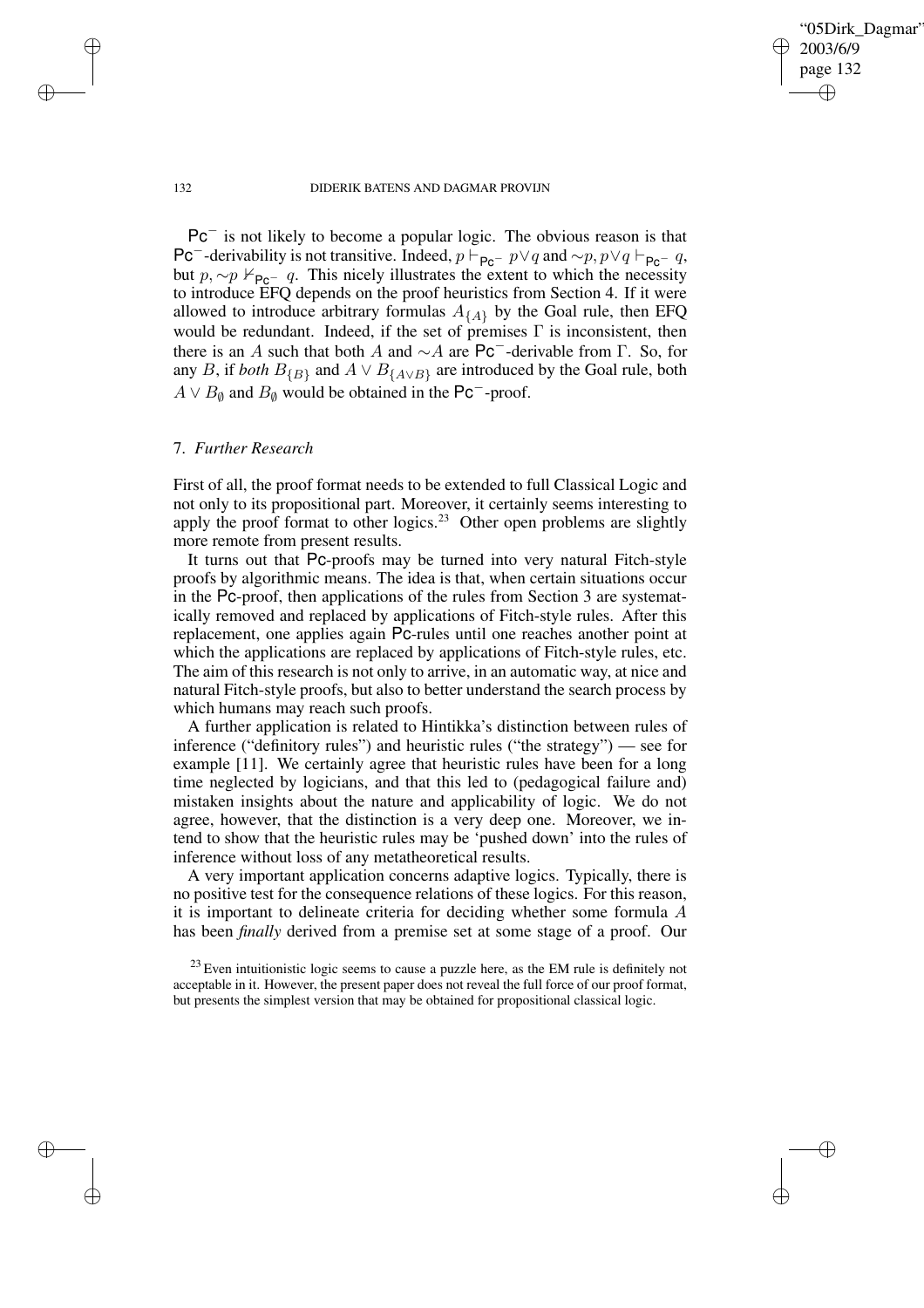$\mathsf{Pc}^-$ is not likely to become a popular logic. The obvious reason is that $\mathsf{Pc}^-$-derivability is not transitive. Indeed, $p \vdash_{\mathsf{Pc}^-} p \vee q$ and $\sim p, p \vee q \vdash_{\mathsf{Pc}^-} q$, but $p, \sim p \nvdash_{\mathsf{Pc}^-} q$. This nicely illustrates the extent to which the necessity to introduce EFQ depends on the proof heuristics from Section 4. If it were allowed to introduce arbitrary formulas $A_{\{A\}}$ by the Goal rule, then EFQ would be redundant. Indeed, if the set of premises $\Gamma$ is inconsistent, then there is an $A$ such that both $A$ and $\sim A$ are $\mathsf{Pc}^-$-derivable from $\Gamma$. So, for any $B$, if *both* $B_{\{B\}}$ and $A \vee B_{\{A \vee B\}}$ are introduced by the Goal rule, both $A \vee B_{\emptyset}$ and $B_{\emptyset}$ would be obtained in the $\mathsf{Pc}^-$-proof.

## 7. *Further Research*

First of all, the proof format needs to be extended to full Classical Logic and not only to its propositional part. Moreover, it certainly seems interesting to apply the proof format to other logics.[23] Other open problems are slightly more remote from present results.

It turns out that $\mathsf{Pc}$-proofs may be turned into very natural Fitch-style proofs by algorithmic means. The idea is that, when certain situations occur in the $\mathsf{Pc}$-proof, then applications of the rules from Section 3 are systematically removed and replaced by applications of Fitch-style rules. After this replacement, one applies again $\mathsf{Pc}$-rules until one reaches another point at which the applications are replaced by applications of Fitch-style rules, etc. The aim of this research is not only to arrive, in an automatic way, at nice and natural Fitch-style proofs, but also to better understand the search process by which humans may reach such proofs.

A further application is related to Hintikka's distinction between rules of inference ("definitory rules") and heuristic rules ("the strategy") — see for example [11]. We certainly agree that heuristic rules have been for a long time neglected by logicians, and that this led to (pedagogical failure and) mistaken insights about the nature and applicability of logic. We do not agree, however, that the distinction is a very deep one. Moreover, we intend to show that the heuristic rules may be 'pushed down' into the rules of inference without loss of any metatheoretical results.

A very important application concerns adaptive logics. Typically, there is no positive test for the consequence relations of these logics. For this reason, it is important to delineate criteria for deciding whether some formula $A$ has been *finally* derived from a premise set at some stage of a proof. Our

[23] Even intuitionistic logic seems to cause a puzzle here, as the EM rule is definitely not acceptable in it. However, the present paper does not reveal the full force of our proof format, but presents the simplest version that may be obtained for propositional classical logic.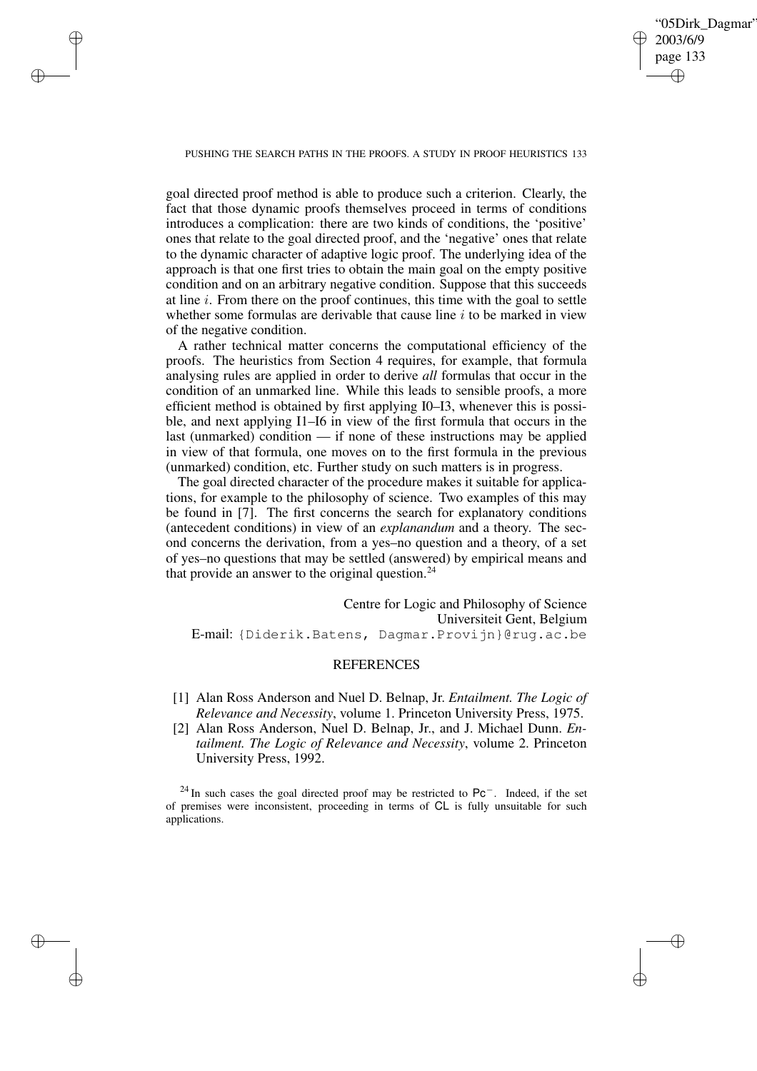goal directed proof method is able to produce such a criterion. Clearly, the fact that those dynamic proofs themselves proceed in terms of conditions introduces a complication: there are two kinds of conditions, the 'positive' ones that relate to the goal directed proof, and the 'negative' ones that relate to the dynamic character of adaptive logic proof. The underlying idea of the approach is that one first tries to obtain the main goal on the empty positive condition and on an arbitrary negative condition. Suppose that this succeeds at line $i$. From there on the proof continues, this time with the goal to settle whether some formulas are derivable that cause line $i$ to be marked in view of the negative condition.

A rather technical matter concerns the computational efficiency of the proofs. The heuristics from Section 4 requires, for example, that formula analysing rules are applied in order to derive *all* formulas that occur in the condition of an unmarked line. While this leads to sensible proofs, a more efficient method is obtained by first applying I0–I3, whenever this is possible, and next applying I1–I6 in view of the first formula that occurs in the last (unmarked) condition — if none of these instructions may be applied in view of that formula, one moves on to the first formula in the previous (unmarked) condition, etc. Further study on such matters is in progress.

The goal directed character of the procedure makes it suitable for applications, for example to the philosophy of science. Two examples of this may be found in [7]. The first concerns the search for explanatory conditions (antecedent conditions) in view of an *explanandum* and a theory. The second concerns the derivation, from a yes–no question and a theory, of a set of yes–no questions that may be settled (answered) by empirical means and that provide an answer to the original question.[24]

Centre for Logic and Philosophy of Science
Universiteit Gent, Belgium
E-mail: `{Diderik.Batens, Dagmar.Provijn}@rug.ac.be`

## REFERENCES

[1] Alan Ross Anderson and Nuel D. Belnap, Jr. *Entailment. The Logic of Relevance and Necessity*, volume 1. Princeton University Press, 1975.

[2] Alan Ross Anderson, Nuel D. Belnap, Jr., and J. Michael Dunn. *Entailment. The Logic of Relevance and Necessity*, volume 2. Princeton University Press, 1992.

[24] In such cases the goal directed proof may be restricted to $\mathsf{Pc}^-$. Indeed, if the set of premises were inconsistent, proceeding in terms of $\mathsf{CL}$ is fully unsuitable for such applications.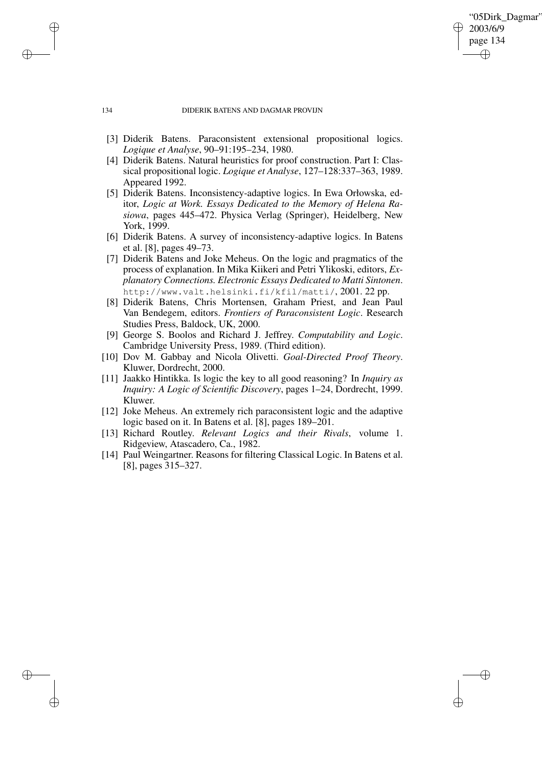[3] Diderik Batens. Paraconsistent extensional propositional logics. *Logique et Analyse*, 90–91:195–234, 1980.

[4] Diderik Batens. Natural heuristics for proof construction. Part I: Classical propositional logic. *Logique et Analyse*, 127–128:337–363, 1989. Appeared 1992.

[5] Diderik Batens. Inconsistency-adaptive logics. In Ewa Orłowska, editor, *Logic at Work. Essays Dedicated to the Memory of Helena Rasiowa*, pages 445–472. Physica Verlag (Springer), Heidelberg, New York, 1999.

[6] Diderik Batens. A survey of inconsistency-adaptive logics. In Batens et al. [8], pages 49–73.

[7] Diderik Batens and Joke Meheus. On the logic and pragmatics of the process of explanation. In Mika Kiikeri and Petri Ylikoski, editors, *Explanatory Connections. Electronic Essays Dedicated to Matti Sintonen*. http://www.valt.helsinki.fi/kfil/matti/, 2001. 22 pp.

[8] Diderik Batens, Chris Mortensen, Graham Priest, and Jean Paul Van Bendegem, editors. *Frontiers of Paraconsistent Logic*. Research Studies Press, Baldock, UK, 2000.

[9] George S. Boolos and Richard J. Jeffrey. *Computability and Logic*. Cambridge University Press, 1989. (Third edition).

[10] Dov M. Gabbay and Nicola Olivetti. *Goal-Directed Proof Theory*. Kluwer, Dordrecht, 2000.

[11] Jaakko Hintikka. Is logic the key to all good reasoning? In *Inquiry as Inquiry: A Logic of Scientific Discovery*, pages 1–24, Dordrecht, 1999. Kluwer.

[12] Joke Meheus. An extremely rich paraconsistent logic and the adaptive logic based on it. In Batens et al. [8], pages 189–201.

[13] Richard Routley. *Relevant Logics and their Rivals*, volume 1. Ridgeview, Atascadero, Ca., 1982.

[14] Paul Weingartner. Reasons for filtering Classical Logic. In Batens et al. [8], pages 315–327.